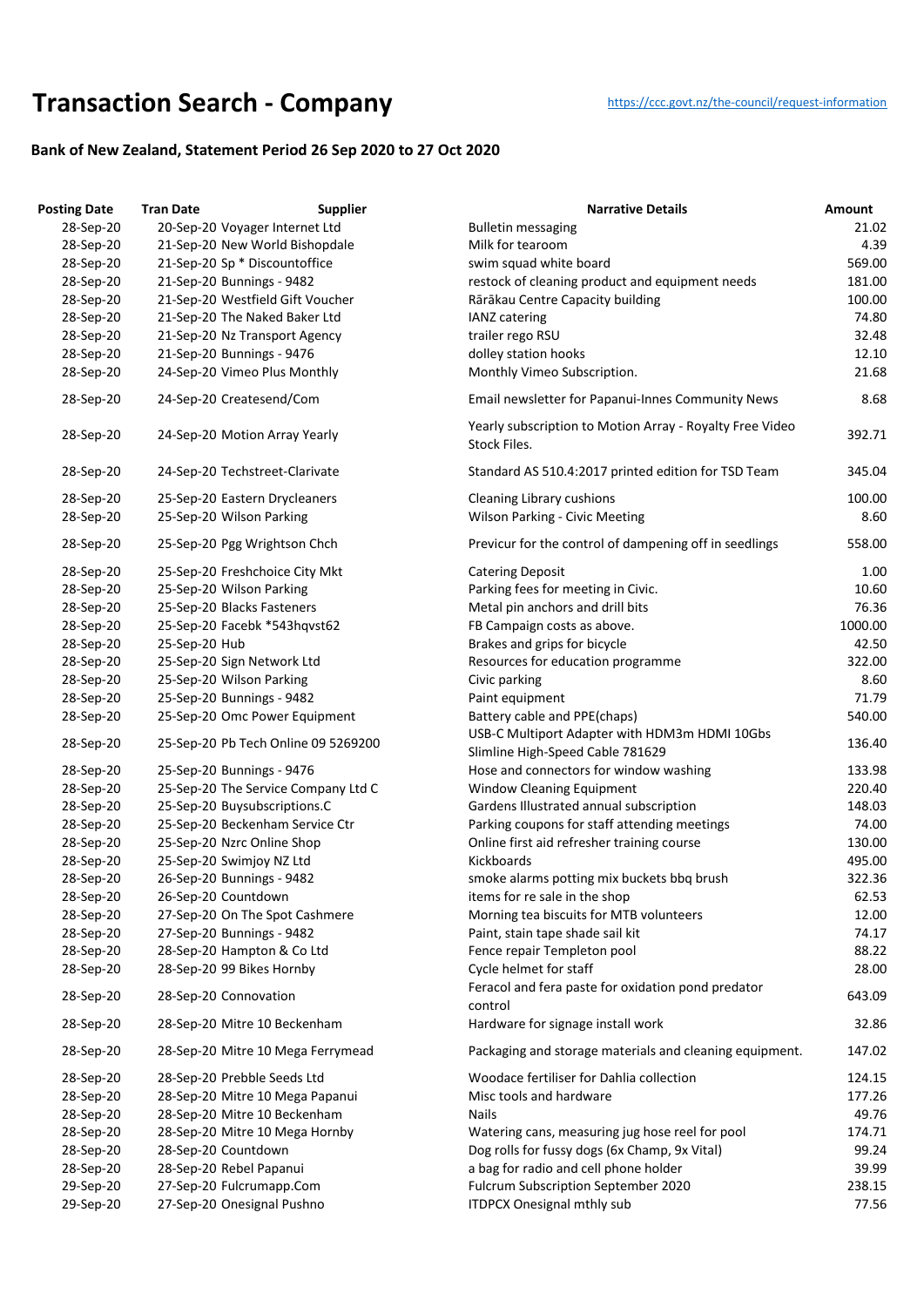# Transaction Search - Company

https://ccc.govt.nz/the-council/request-information

### Bank of New Zealand, Statement Period 26 Sep 2020 to 27 Oct 2020

| Posting Date | Tran Date | Supplier | Narrative Details | Amount |
|---|---|---|---|---|
| 28-Sep-20 | 20-Sep-20 | Voyager Internet Ltd | Bulletin messaging | 21.02 |
| 28-Sep-20 | 21-Sep-20 | New World Bishopdale | Milk for tearoom | 4.39 |
| 28-Sep-20 | 21-Sep-20 | Sp * Discountoffice | swim squad white board | 569.00 |
| 28-Sep-20 | 21-Sep-20 | Bunnings - 9482 | restock of cleaning product and equipment needs | 181.00 |
| 28-Sep-20 | 21-Sep-20 | Westfield Gift Voucher | Rārākau Centre Capacity building | 100.00 |
| 28-Sep-20 | 21-Sep-20 | The Naked Baker Ltd | IANZ catering | 74.80 |
| 28-Sep-20 | 21-Sep-20 | Nz Transport Agency | trailer rego RSU | 32.48 |
| 28-Sep-20 | 21-Sep-20 | Bunnings - 9476 | dolley station hooks | 12.10 |
| 28-Sep-20 | 24-Sep-20 | Vimeo Plus Monthly | Monthly Vimeo Subscription. | 21.68 |
| 28-Sep-20 | 24-Sep-20 | Createsend/Com | Email newsletter for Papanui-Innes Community News | 8.68 |
| 28-Sep-20 | 24-Sep-20 | Motion Array Yearly | Yearly subscription to Motion Array - Royalty Free Video Stock Files. | 392.71 |
| 28-Sep-20 | 24-Sep-20 | Techstreet-Clarivate | Standard AS 510.4:2017 printed edition for TSD Team | 345.04 |
| 28-Sep-20 | 25-Sep-20 | Eastern Drycleaners | Cleaning Library cushions | 100.00 |
| 28-Sep-20 | 25-Sep-20 | Wilson Parking | Wilson Parking - Civic Meeting | 8.60 |
| 28-Sep-20 | 25-Sep-20 | Pgg Wrightson Chch | Previcur for the control of dampening off in seedlings | 558.00 |
| 28-Sep-20 | 25-Sep-20 | Freshchoice City Mkt | Catering Deposit | 1.00 |
| 28-Sep-20 | 25-Sep-20 | Wilson Parking | Parking fees for meeting in Civic. | 10.60 |
| 28-Sep-20 | 25-Sep-20 | Blacks Fasteners | Metal pin anchors and drill bits | 76.36 |
| 28-Sep-20 | 25-Sep-20 | Facebk *543hqvst62 | FB Campaign costs as above. | 1000.00 |
| 28-Sep-20 | 25-Sep-20 | Hub | Brakes and grips for bicycle | 42.50 |
| 28-Sep-20 | 25-Sep-20 | Sign Network Ltd | Resources for education programme | 322.00 |
| 28-Sep-20 | 25-Sep-20 | Wilson Parking | Civic parking | 8.60 |
| 28-Sep-20 | 25-Sep-20 | Bunnings - 9482 | Paint equipment | 71.79 |
| 28-Sep-20 | 25-Sep-20 | Omc Power Equipment | Battery cable and PPE(chaps) | 540.00 |
| 28-Sep-20 | 25-Sep-20 | Pb Tech Online 09 5269200 | USB-C Multiport Adapter with HDM3m HDMI 10Gbs Slimline High-Speed Cable 781629 | 136.40 |
| 28-Sep-20 | 25-Sep-20 | Bunnings - 9476 | Hose and connectors for window washing | 133.98 |
| 28-Sep-20 | 25-Sep-20 | The Service Company Ltd C | Window Cleaning Equipment | 220.40 |
| 28-Sep-20 | 25-Sep-20 | Buysubscriptions.C | Gardens Illustrated annual subscription | 148.03 |
| 28-Sep-20 | 25-Sep-20 | Beckenham Service Ctr | Parking coupons for staff attending meetings | 74.00 |
| 28-Sep-20 | 25-Sep-20 | Nzrc Online Shop | Online first aid refresher training course | 130.00 |
| 28-Sep-20 | 25-Sep-20 | Swimjoy NZ Ltd | Kickboards | 495.00 |
| 28-Sep-20 | 26-Sep-20 | Bunnings - 9482 | smoke alarms potting mix buckets bbq brush | 322.36 |
| 28-Sep-20 | 26-Sep-20 | Countdown | items for re sale in the shop | 62.53 |
| 28-Sep-20 | 27-Sep-20 | On The Spot Cashmere | Morning tea biscuits for MTB volunteers | 12.00 |
| 28-Sep-20 | 27-Sep-20 | Bunnings - 9482 | Paint, stain tape shade sail kit | 74.17 |
| 28-Sep-20 | 28-Sep-20 | Hampton & Co Ltd | Fence repair Templeton pool | 88.22 |
| 28-Sep-20 | 28-Sep-20 | 99 Bikes Hornby | Cycle helmet for staff | 28.00 |
| 28-Sep-20 | 28-Sep-20 | Connovation | Feracol and fera paste for oxidation pond predator control | 643.09 |
| 28-Sep-20 | 28-Sep-20 | Mitre 10 Beckenham | Hardware for signage install work | 32.86 |
| 28-Sep-20 | 28-Sep-20 | Mitre 10 Mega Ferrymead | Packaging and storage materials and cleaning equipment. | 147.02 |
| 28-Sep-20 | 28-Sep-20 | Prebble Seeds Ltd | Woodace fertiliser for Dahlia collection | 124.15 |
| 28-Sep-20 | 28-Sep-20 | Mitre 10 Mega Papanui | Misc tools and hardware | 177.26 |
| 28-Sep-20 | 28-Sep-20 | Mitre 10 Beckenham | Nails | 49.76 |
| 28-Sep-20 | 28-Sep-20 | Mitre 10 Mega Hornby | Watering cans, measuring jug hose reel for pool | 174.71 |
| 28-Sep-20 | 28-Sep-20 | Countdown | Dog rolls for fussy dogs (6x Champ, 9x Vital) | 99.24 |
| 28-Sep-20 | 28-Sep-20 | Rebel Papanui | a bag for radio and cell phone holder | 39.99 |
| 29-Sep-20 | 27-Sep-20 | Fulcrumapp.Com | Fulcrum Subscription September 2020 | 238.15 |
| 29-Sep-20 | 27-Sep-20 | Onesignal Pushno | ITDPCX Onesignal mthly sub | 77.56 |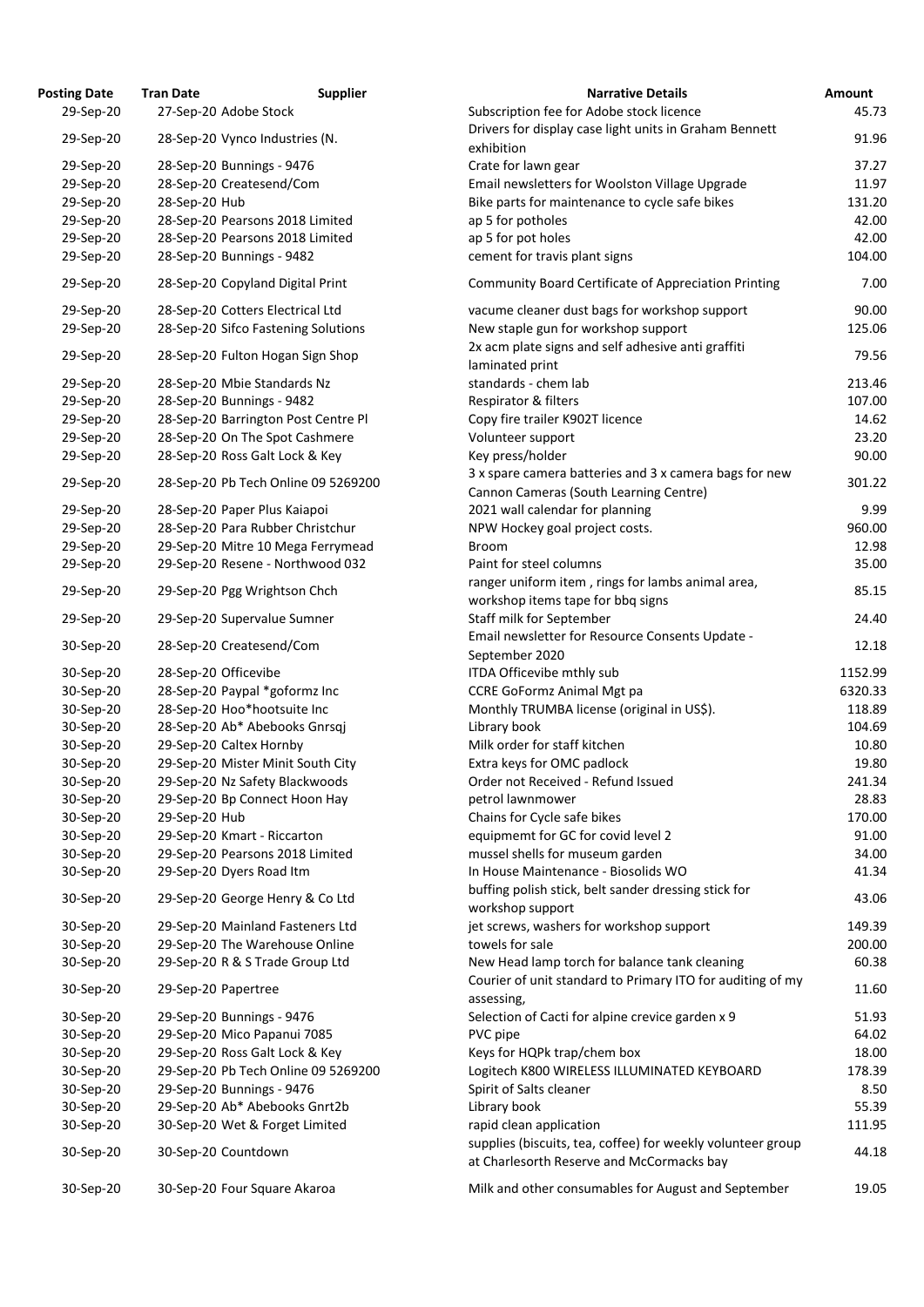| Posting Date | Tran Date | Supplier | Narrative Details | Amount |
|---|---|---|---|---|
| 29-Sep-20 | 27-Sep-20 | Adobe Stock | Subscription fee for Adobe stock licence | 45.73 |
| 29-Sep-20 | 28-Sep-20 | Vynco Industries (N. | Drivers for display case light units in Graham Bennett exhibition | 91.96 |
| 29-Sep-20 | 28-Sep-20 | Bunnings - 9476 | Crate for lawn gear | 37.27 |
| 29-Sep-20 | 28-Sep-20 | Createsend/Com | Email newsletters for Woolston Village Upgrade | 11.97 |
| 29-Sep-20 | 28-Sep-20 | Hub | Bike parts for maintenance to cycle safe bikes | 131.20 |
| 29-Sep-20 | 28-Sep-20 | Pearsons 2018 Limited | ap 5 for potholes | 42.00 |
| 29-Sep-20 | 28-Sep-20 | Pearsons 2018 Limited | ap 5 for pot holes | 42.00 |
| 29-Sep-20 | 28-Sep-20 | Bunnings - 9482 | cement for travis plant signs | 104.00 |
| 29-Sep-20 | 28-Sep-20 | Copyland Digital Print | Community Board Certificate of Appreciation Printing | 7.00 |
| 29-Sep-20 | 28-Sep-20 | Cotters Electrical Ltd | vacume cleaner dust bags for workshop support | 90.00 |
| 29-Sep-20 | 28-Sep-20 | Sifco Fastening Solutions | New staple gun for workshop support | 125.06 |
| 29-Sep-20 | 28-Sep-20 | Fulton Hogan Sign Shop | 2x acm plate signs and self adhesive anti graffiti laminated print | 79.56 |
| 29-Sep-20 | 28-Sep-20 | Mbie Standards Nz | standards - chem lab | 213.46 |
| 29-Sep-20 | 28-Sep-20 | Bunnings - 9482 | Respirator & filters | 107.00 |
| 29-Sep-20 | 28-Sep-20 | Barrington Post Centre Pl | Copy fire trailer K902T licence | 14.62 |
| 29-Sep-20 | 28-Sep-20 | On The Spot Cashmere | Volunteer support | 23.20 |
| 29-Sep-20 | 28-Sep-20 | Ross Galt Lock & Key | Key press/holder | 90.00 |
| 29-Sep-20 | 28-Sep-20 | Pb Tech Online 09 5269200 | 3 x spare camera batteries and 3 x camera bags for new Cannon Cameras (South Learning Centre) | 301.22 |
| 29-Sep-20 | 28-Sep-20 | Paper Plus Kaiapoi | 2021 wall calendar for planning | 9.99 |
| 29-Sep-20 | 28-Sep-20 | Para Rubber Christchur | NPW Hockey goal project costs. | 960.00 |
| 29-Sep-20 | 29-Sep-20 | Mitre 10 Mega Ferrymead | Broom | 12.98 |
| 29-Sep-20 | 29-Sep-20 | Resene - Northwood 032 | Paint for steel columns | 35.00 |
| 29-Sep-20 | 29-Sep-20 | Pgg Wrightson Chch | ranger uniform item , rings for lambs animal area, workshop items tape for bbq signs | 85.15 |
| 29-Sep-20 | 29-Sep-20 | Supervalue Sumner | Staff milk for September | 24.40 |
| 30-Sep-20 | 28-Sep-20 | Createsend/Com | Email newsletter for Resource Consents Update - September 2020 | 12.18 |
| 30-Sep-20 | 28-Sep-20 | Officevibe | ITDA Officevibe mthly sub | 1152.99 |
| 30-Sep-20 | 28-Sep-20 | Paypal *goformz Inc | CCRE GoFormz Animal Mgt pa | 6320.33 |
| 30-Sep-20 | 28-Sep-20 | Hoo*hootsuite Inc | Monthly TRUMBA license (original in US$). | 118.89 |
| 30-Sep-20 | 28-Sep-20 | Ab* Abebooks Gnrsqj | Library book | 104.69 |
| 30-Sep-20 | 29-Sep-20 | Caltex Hornby | Milk order for staff kitchen | 10.80 |
| 30-Sep-20 | 29-Sep-20 | Mister Minit South City | Extra keys for OMC padlock | 19.80 |
| 30-Sep-20 | 29-Sep-20 | Nz Safety Blackwoods | Order not Received - Refund Issued | 241.34 |
| 30-Sep-20 | 29-Sep-20 | Bp Connect Hoon Hay | petrol lawnmower | 28.83 |
| 30-Sep-20 | 29-Sep-20 | Hub | Chains for Cycle safe bikes | 170.00 |
| 30-Sep-20 | 29-Sep-20 | Kmart - Riccarton | equipmemt for GC for covid level 2 | 91.00 |
| 30-Sep-20 | 29-Sep-20 | Pearsons 2018 Limited | mussel shells for museum garden | 34.00 |
| 30-Sep-20 | 29-Sep-20 | Dyers Road Itm | In House Maintenance - Biosolids WO | 41.34 |
| 30-Sep-20 | 29-Sep-20 | George Henry & Co Ltd | buffing polish stick, belt sander dressing stick for workshop support | 43.06 |
| 30-Sep-20 | 29-Sep-20 | Mainland Fasteners Ltd | jet screws, washers for workshop support | 149.39 |
| 30-Sep-20 | 29-Sep-20 | The Warehouse Online | towels for sale | 200.00 |
| 30-Sep-20 | 29-Sep-20 | R & S Trade Group Ltd | New Head lamp torch for balance tank cleaning | 60.38 |
| 30-Sep-20 | 29-Sep-20 | Papertree | Courier of unit standard to Primary ITO for auditing of my assessing, | 11.60 |
| 30-Sep-20 | 29-Sep-20 | Bunnings - 9476 | Selection of Cacti for alpine crevice garden x 9 | 51.93 |
| 30-Sep-20 | 29-Sep-20 | Mico Papanui 7085 | PVC pipe | 64.02 |
| 30-Sep-20 | 29-Sep-20 | Ross Galt Lock & Key | Keys for HQPk trap/chem box | 18.00 |
| 30-Sep-20 | 29-Sep-20 | Pb Tech Online 09 5269200 | Logitech K800 WIRELESS ILLUMINATED KEYBOARD | 178.39 |
| 30-Sep-20 | 29-Sep-20 | Bunnings - 9476 | Spirit of Salts cleaner | 8.50 |
| 30-Sep-20 | 29-Sep-20 | Ab* Abebooks Gnrt2b | Library book | 55.39 |
| 30-Sep-20 | 30-Sep-20 | Wet & Forget Limited | rapid clean application | 111.95 |
| 30-Sep-20 | 30-Sep-20 | Countdown | supplies (biscuits, tea, coffee) for weekly volunteer group at Charlesorth Reserve and McCormacks bay | 44.18 |
| 30-Sep-20 | 30-Sep-20 | Four Square Akaroa | Milk and other consumables for August and September | 19.05 |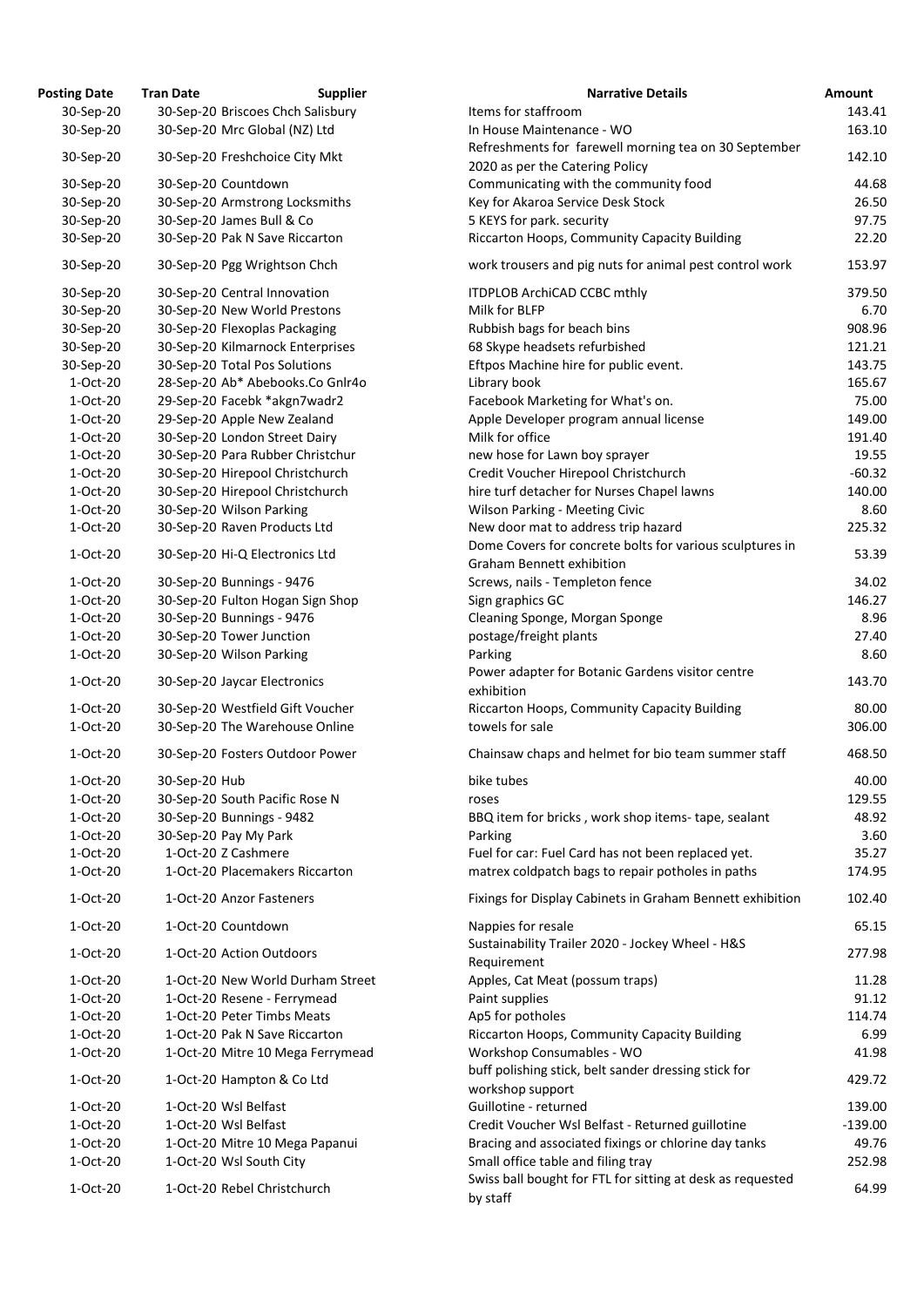| Posting Date | Tran Date | Supplier | Narrative Details | Amount |
|---|---|---|---|---|
| 30-Sep-20 | 30-Sep-20 | Briscoes Chch Salisbury | Items for staffroom | 143.41 |
| 30-Sep-20 | 30-Sep-20 | Mrc Global (NZ) Ltd | In House Maintenance - WO | 163.10 |
| 30-Sep-20 | 30-Sep-20 | Freshchoice City Mkt | Refreshments for farewell morning tea on 30 September 2020 as per the Catering Policy | 142.10 |
| 30-Sep-20 | 30-Sep-20 | Countdown | Communicating with the community food | 44.68 |
| 30-Sep-20 | 30-Sep-20 | Armstrong Locksmiths | Key for Akaroa Service Desk Stock | 26.50 |
| 30-Sep-20 | 30-Sep-20 | James Bull & Co | 5 KEYS for park. security | 97.75 |
| 30-Sep-20 | 30-Sep-20 | Pak N Save Riccarton | Riccarton Hoops, Community Capacity Building | 22.20 |
| 30-Sep-20 | 30-Sep-20 | Pgg Wrightson Chch | work trousers and pig nuts for animal pest control work | 153.97 |
| 30-Sep-20 | 30-Sep-20 | Central Innovation | ITDPLOB ArchiCAD CCBC mthly | 379.50 |
| 30-Sep-20 | 30-Sep-20 | New World Prestons | Milk for BLFP | 6.70 |
| 30-Sep-20 | 30-Sep-20 | Flexoplas Packaging | Rubbish bags for beach bins | 908.96 |
| 30-Sep-20 | 30-Sep-20 | Kilmarnock Enterprises | 68 Skype headsets refurbished | 121.21 |
| 30-Sep-20 | 30-Sep-20 | Total Pos Solutions | Eftpos Machine hire for public event. | 143.75 |
| 1-Oct-20 | 28-Sep-20 | Ab* Abebooks.Co Gnlr4o | Library book | 165.67 |
| 1-Oct-20 | 29-Sep-20 | Facebk *akgn7wadr2 | Facebook Marketing for What's on. | 75.00 |
| 1-Oct-20 | 29-Sep-20 | Apple New Zealand | Apple Developer program annual license | 149.00 |
| 1-Oct-20 | 30-Sep-20 | London Street Dairy | Milk for office | 191.40 |
| 1-Oct-20 | 30-Sep-20 | Para Rubber Christchur | new hose for Lawn boy sprayer | 19.55 |
| 1-Oct-20 | 30-Sep-20 | Hirepool Christchurch | Credit Voucher Hirepool Christchurch | -60.32 |
| 1-Oct-20 | 30-Sep-20 | Hirepool Christchurch | hire turf detacher for Nurses Chapel lawns | 140.00 |
| 1-Oct-20 | 30-Sep-20 | Wilson Parking | Wilson Parking - Meeting Civic | 8.60 |
| 1-Oct-20 | 30-Sep-20 | Raven Products Ltd | New door mat to address trip hazard | 225.32 |
| 1-Oct-20 | 30-Sep-20 | Hi-Q Electronics Ltd | Dome Covers for concrete bolts for various sculptures in Graham Bennett exhibition | 53.39 |
| 1-Oct-20 | 30-Sep-20 | Bunnings - 9476 | Screws, nails - Templeton fence | 34.02 |
| 1-Oct-20 | 30-Sep-20 | Fulton Hogan Sign Shop | Sign graphics GC | 146.27 |
| 1-Oct-20 | 30-Sep-20 | Bunnings - 9476 | Cleaning Sponge, Morgan Sponge | 8.96 |
| 1-Oct-20 | 30-Sep-20 | Tower Junction | postage/freight plants | 27.40 |
| 1-Oct-20 | 30-Sep-20 | Wilson Parking | Parking | 8.60 |
| 1-Oct-20 | 30-Sep-20 | Jaycar Electronics | Power adapter for Botanic Gardens visitor centre exhibition | 143.70 |
| 1-Oct-20 | 30-Sep-20 | Westfield Gift Voucher | Riccarton Hoops, Community Capacity Building | 80.00 |
| 1-Oct-20 | 30-Sep-20 | The Warehouse Online | towels for sale | 306.00 |
| 1-Oct-20 | 30-Sep-20 | Fosters Outdoor Power | Chainsaw chaps and helmet for bio team summer staff | 468.50 |
| 1-Oct-20 | 30-Sep-20 | Hub | bike tubes | 40.00 |
| 1-Oct-20 | 30-Sep-20 | South Pacific Rose N | roses | 129.55 |
| 1-Oct-20 | 30-Sep-20 | Bunnings - 9482 | BBQ item for bricks , work shop items- tape, sealant | 48.92 |
| 1-Oct-20 | 30-Sep-20 | Pay My Park | Parking | 3.60 |
| 1-Oct-20 | 1-Oct-20 | Z Cashmere | Fuel for car: Fuel Card has not been replaced yet. | 35.27 |
| 1-Oct-20 | 1-Oct-20 | Placemakers Riccarton | matrex coldpatch bags to repair potholes in paths | 174.95 |
| 1-Oct-20 | 1-Oct-20 | Anzor Fasteners | Fixings for Display Cabinets in Graham Bennett exhibition | 102.40 |
| 1-Oct-20 | 1-Oct-20 | Countdown | Nappies for resale | 65.15 |
| 1-Oct-20 | 1-Oct-20 | Action Outdoors | Sustainability Trailer 2020 - Jockey Wheel - H&S Requirement | 277.98 |
| 1-Oct-20 | 1-Oct-20 | New World Durham Street | Apples, Cat Meat (possum traps) | 11.28 |
| 1-Oct-20 | 1-Oct-20 | Resene - Ferrymead | Paint supplies | 91.12 |
| 1-Oct-20 | 1-Oct-20 | Peter Timbs Meats | Ap5 for potholes | 114.74 |
| 1-Oct-20 | 1-Oct-20 | Pak N Save Riccarton | Riccarton Hoops, Community Capacity Building | 6.99 |
| 1-Oct-20 | 1-Oct-20 | Mitre 10 Mega Ferrymead | Workshop Consumables - WO | 41.98 |
| 1-Oct-20 | 1-Oct-20 | Hampton & Co Ltd | buff polishing stick, belt sander dressing stick for workshop support | 429.72 |
| 1-Oct-20 | 1-Oct-20 | Wsl Belfast | Guillotine - returned | 139.00 |
| 1-Oct-20 | 1-Oct-20 | Wsl Belfast | Credit Voucher Wsl Belfast - Returned guillotine | -139.00 |
| 1-Oct-20 | 1-Oct-20 | Mitre 10 Mega Papanui | Bracing and associated fixings or chlorine day tanks | 49.76 |
| 1-Oct-20 | 1-Oct-20 | Wsl South City | Small office table and filing tray | 252.98 |
| 1-Oct-20 | 1-Oct-20 | Rebel Christchurch | Swiss ball bought for FTL for sitting at desk as requested by staff | 64.99 |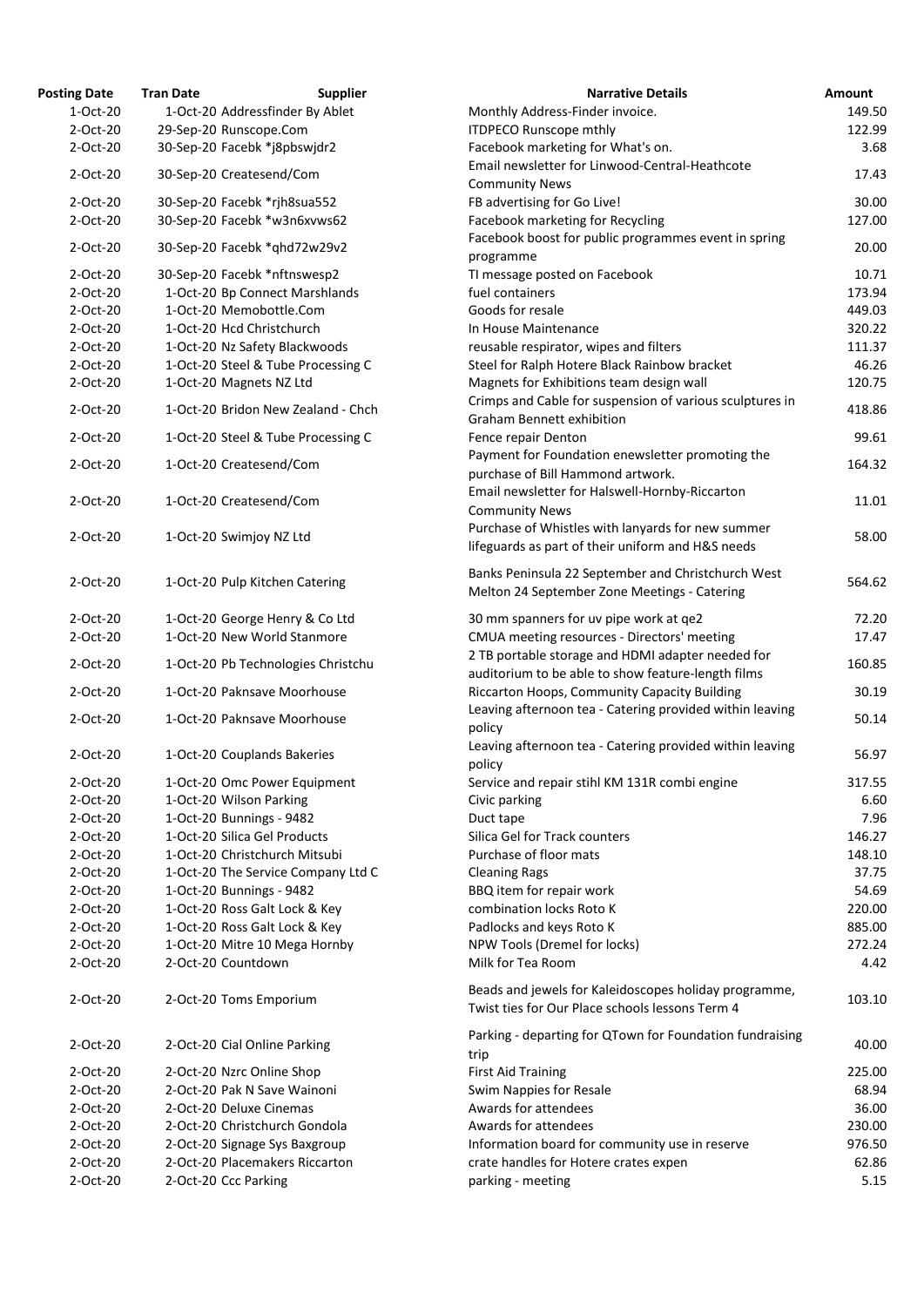| Posting Date | Tran Date | Supplier | Narrative Details | Amount |
|---|---|---|---|---|
| 1-Oct-20 | 1-Oct-20 | Addressfinder By Ablet | Monthly Address-Finder invoice. | 149.50 |
| 2-Oct-20 | 29-Sep-20 | Runscope.Com | ITDPECO Runscope mthly | 122.99 |
| 2-Oct-20 | 30-Sep-20 | Facebk *j8pbswjdr2 | Facebook marketing for What's on. | 3.68 |
| 2-Oct-20 | 30-Sep-20 | Createsend/Com | Email newsletter for Linwood-Central-Heathcote Community News | 17.43 |
| 2-Oct-20 | 30-Sep-20 | Facebk *rjh8sua552 | FB advertising for Go Live! | 30.00 |
| 2-Oct-20 | 30-Sep-20 | Facebk *w3n6xvws62 | Facebook marketing for Recycling | 127.00 |
| 2-Oct-20 | 30-Sep-20 | Facebk *qhd72w29v2 | Facebook boost for public programmes event in spring programme | 20.00 |
| 2-Oct-20 | 30-Sep-20 | Facebk *nftnswesp2 | TI message posted on Facebook | 10.71 |
| 2-Oct-20 | 1-Oct-20 | Bp Connect Marshlands | fuel containers | 173.94 |
| 2-Oct-20 | 1-Oct-20 | Memobottle.Com | Goods for resale | 449.03 |
| 2-Oct-20 | 1-Oct-20 | Hcd Christchurch | In House Maintenance | 320.22 |
| 2-Oct-20 | 1-Oct-20 | Nz Safety Blackwoods | reusable respirator, wipes and filters | 111.37 |
| 2-Oct-20 | 1-Oct-20 | Steel & Tube Processing C | Steel for Ralph Hotere Black Rainbow bracket | 46.26 |
| 2-Oct-20 | 1-Oct-20 | Magnets NZ Ltd | Magnets for Exhibitions team design wall | 120.75 |
| 2-Oct-20 | 1-Oct-20 | Bridon New Zealand - Chch | Crimps and Cable for suspension of various sculptures in Graham Bennett exhibition | 418.86 |
| 2-Oct-20 | 1-Oct-20 | Steel & Tube Processing C | Fence repair Denton | 99.61 |
| 2-Oct-20 | 1-Oct-20 | Createsend/Com | Payment for Foundation enewsletter promoting the purchase of Bill Hammond artwork. | 164.32 |
| 2-Oct-20 | 1-Oct-20 | Createsend/Com | Email newsletter for Halswell-Hornby-Riccarton Community News | 11.01 |
| 2-Oct-20 | 1-Oct-20 | Swimjoy NZ Ltd | Purchase of Whistles with lanyards for new summer lifeguards as part of their uniform and H&S needs | 58.00 |
| 2-Oct-20 | 1-Oct-20 | Pulp Kitchen Catering | Banks Peninsula 22 September and Christchurch West Melton 24 September Zone Meetings - Catering | 564.62 |
| 2-Oct-20 | 1-Oct-20 | George Henry & Co Ltd | 30 mm spanners for uv pipe work at qe2 | 72.20 |
| 2-Oct-20 | 1-Oct-20 | New World Stanmore | CMUA meeting resources - Directors' meeting | 17.47 |
| 2-Oct-20 | 1-Oct-20 | Pb Technologies Christchu | 2 TB portable storage and HDMI adapter needed for auditorium to be able to show feature-length films | 160.85 |
| 2-Oct-20 | 1-Oct-20 | Paknsave Moorhouse | Riccarton Hoops, Community Capacity Building | 30.19 |
| 2-Oct-20 | 1-Oct-20 | Paknsave Moorhouse | Leaving afternoon tea - Catering provided within leaving policy | 50.14 |
| 2-Oct-20 | 1-Oct-20 | Couplands Bakeries | Leaving afternoon tea - Catering provided within leaving policy | 56.97 |
| 2-Oct-20 | 1-Oct-20 | Omc Power Equipment | Service and repair stihl KM 131R combi engine | 317.55 |
| 2-Oct-20 | 1-Oct-20 | Wilson Parking | Civic parking | 6.60 |
| 2-Oct-20 | 1-Oct-20 | Bunnings - 9482 | Duct tape | 7.96 |
| 2-Oct-20 | 1-Oct-20 | Silica Gel Products | Silica Gel for Track counters | 146.27 |
| 2-Oct-20 | 1-Oct-20 | Christchurch Mitsubi | Purchase of floor mats | 148.10 |
| 2-Oct-20 | 1-Oct-20 | The Service Company Ltd C | Cleaning Rags | 37.75 |
| 2-Oct-20 | 1-Oct-20 | Bunnings - 9482 | BBQ item for repair work | 54.69 |
| 2-Oct-20 | 1-Oct-20 | Ross Galt Lock & Key | combination locks Roto K | 220.00 |
| 2-Oct-20 | 1-Oct-20 | Ross Galt Lock & Key | Padlocks and keys Roto K | 885.00 |
| 2-Oct-20 | 1-Oct-20 | Mitre 10 Mega Hornby | NPW Tools (Dremel for locks) | 272.24 |
| 2-Oct-20 | 2-Oct-20 | Countdown | Milk for Tea Room | 4.42 |
| 2-Oct-20 | 2-Oct-20 | Toms Emporium | Beads and jewels for Kaleidoscopes holiday programme, Twist ties for Our Place schools lessons Term 4 | 103.10 |
| 2-Oct-20 | 2-Oct-20 | Cial Online Parking | Parking - departing for QTown for Foundation fundraising trip | 40.00 |
| 2-Oct-20 | 2-Oct-20 | Nzrc Online Shop | First Aid Training | 225.00 |
| 2-Oct-20 | 2-Oct-20 | Pak N Save Wainoni | Swim Nappies for Resale | 68.94 |
| 2-Oct-20 | 2-Oct-20 | Deluxe Cinemas | Awards for attendees | 36.00 |
| 2-Oct-20 | 2-Oct-20 | Christchurch Gondola | Awards for attendees | 230.00 |
| 2-Oct-20 | 2-Oct-20 | Signage Sys Baxgroup | Information board for community use in reserve | 976.50 |
| 2-Oct-20 | 2-Oct-20 | Placemakers Riccarton | crate handles for Hotere crates expen | 62.86 |
| 2-Oct-20 | 2-Oct-20 | Ccc Parking | parking - meeting | 5.15 |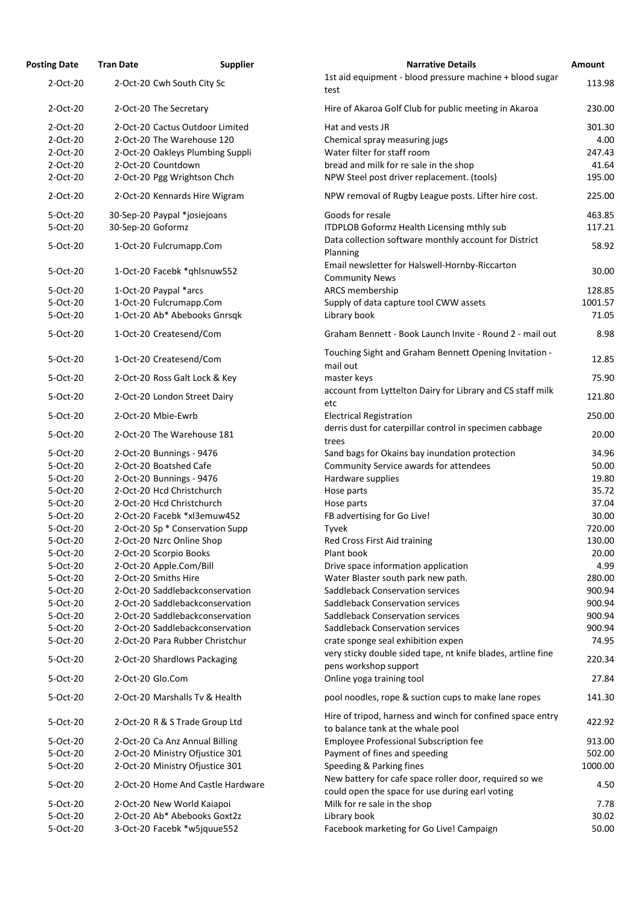| Posting Date | Tran Date | Supplier | Narrative Details | Amount |
|---|---|---|---|---|
| 2-Oct-20 | 2-Oct-20 | Cwh South City Sc | 1st aid equipment - blood pressure machine + blood sugar test | 113.98 |
| 2-Oct-20 | 2-Oct-20 | The Secretary | Hire of Akaroa Golf Club for public meeting in Akaroa | 230.00 |
| 2-Oct-20 | 2-Oct-20 | Cactus Outdoor Limited | Hat and vests JR | 301.30 |
| 2-Oct-20 | 2-Oct-20 | The Warehouse 120 | Chemical spray measuring jugs | 4.00 |
| 2-Oct-20 | 2-Oct-20 | Oakleys Plumbing Suppli | Water filter for staff room | 247.43 |
| 2-Oct-20 | 2-Oct-20 | Countdown | bread and milk for re sale in the shop | 41.64 |
| 2-Oct-20 | 2-Oct-20 | Pgg Wrightson Chch | NPW Steel post driver replacement. (tools) | 195.00 |
| 2-Oct-20 | 2-Oct-20 | Kennards Hire Wigram | NPW removal of Rugby League posts. Lifter hire cost. | 225.00 |
| 5-Oct-20 | 30-Sep-20 | Paypal *josiejoans | Goods for resale | 463.85 |
| 5-Oct-20 | 30-Sep-20 | Goformz | ITDPLOB Goformz Health Licensing mthly sub | 117.21 |
| 5-Oct-20 | 1-Oct-20 | Fulcrumapp.Com | Data collection software monthly account for District Planning | 58.92 |
| 5-Oct-20 | 1-Oct-20 | Facebk *qhlsnuw552 | Email newsletter for Halswell-Hornby-Riccarton Community News | 30.00 |
| 5-Oct-20 | 1-Oct-20 | Paypal *arcs | ARCS membership | 128.85 |
| 5-Oct-20 | 1-Oct-20 | Fulcrumapp.Com | Supply of data capture tool CWW assets | 1001.57 |
| 5-Oct-20 | 1-Oct-20 | Ab* Abebooks Gnrsqk | Library book | 71.05 |
| 5-Oct-20 | 1-Oct-20 | Createsend/Com | Graham Bennett - Book Launch Invite - Round 2 - mail out | 8.98 |
| 5-Oct-20 | 1-Oct-20 | Createsend/Com | Touching Sight and Graham Bennett Opening Invitation - mail out | 12.85 |
| 5-Oct-20 | 2-Oct-20 | Ross Galt Lock & Key | master keys | 75.90 |
| 5-Oct-20 | 2-Oct-20 | London Street Dairy | account from Lyttelton Dairy for Library and CS staff milk etc | 121.80 |
| 5-Oct-20 | 2-Oct-20 | Mbie-Ewrb | Electrical Registration | 250.00 |
| 5-Oct-20 | 2-Oct-20 | The Warehouse 181 | derris dust for caterpillar control in specimen cabbage trees | 20.00 |
| 5-Oct-20 | 2-Oct-20 | Bunnings - 9476 | Sand bags for Okains bay inundation protection | 34.96 |
| 5-Oct-20 | 2-Oct-20 | Boatshed Cafe | Community Service awards for attendees | 50.00 |
| 5-Oct-20 | 2-Oct-20 | Bunnings - 9476 | Hardware supplies | 19.80 |
| 5-Oct-20 | 2-Oct-20 | Hcd Christchurch | Hose parts | 35.72 |
| 5-Oct-20 | 2-Oct-20 | Hcd Christchurch | Hose parts | 37.04 |
| 5-Oct-20 | 2-Oct-20 | Facebk *xl3emuw452 | FB advertising for Go Live! | 30.00 |
| 5-Oct-20 | 2-Oct-20 | Sp * Conservation Supp | Tyvek | 720.00 |
| 5-Oct-20 | 2-Oct-20 | Nzrc Online Shop | Red Cross First Aid training | 130.00 |
| 5-Oct-20 | 2-Oct-20 | Scorpio Books | Plant book | 20.00 |
| 5-Oct-20 | 2-Oct-20 | Apple.Com/Bill | Drive space information application | 4.99 |
| 5-Oct-20 | 2-Oct-20 | Smiths Hire | Water Blaster south park new path. | 280.00 |
| 5-Oct-20 | 2-Oct-20 | Saddlebackconservation | Saddleback Conservation services | 900.94 |
| 5-Oct-20 | 2-Oct-20 | Saddlebackconservation | Saddleback Conservation services | 900.94 |
| 5-Oct-20 | 2-Oct-20 | Saddlebackconservation | Saddleback Conservation services | 900.94 |
| 5-Oct-20 | 2-Oct-20 | Saddlebackconservation | Saddleback Conservation services | 900.94 |
| 5-Oct-20 | 2-Oct-20 | Para Rubber Christchur | crate sponge seal exhibition expen | 74.95 |
| 5-Oct-20 | 2-Oct-20 | Shardlows Packaging | very sticky double sided tape, nt knife blades, artline fine pens workshop support | 220.34 |
| 5-Oct-20 | 2-Oct-20 | Glo.Com | Online yoga training tool | 27.84 |
| 5-Oct-20 | 2-Oct-20 | Marshalls Tv & Health | pool noodles, rope & suction cups to make lane ropes | 141.30 |
| 5-Oct-20 | 2-Oct-20 | R & S Trade Group Ltd | Hire of tripod, harness and winch for confined space entry to balance tank at the whale pool | 422.92 |
| 5-Oct-20 | 2-Oct-20 | Ca Anz Annual Billing | Employee Professional Subscription fee | 913.00 |
| 5-Oct-20 | 2-Oct-20 | Ministry Ofjustice 301 | Payment of fines and speeding | 502.00 |
| 5-Oct-20 | 2-Oct-20 | Ministry Ofjustice 301 | Speeding & Parking fines | 1000.00 |
| 5-Oct-20 | 2-Oct-20 | Home And Castle Hardware | New battery for cafe space roller door, required so we could open the space for use during earl voting | 4.50 |
| 5-Oct-20 | 2-Oct-20 | New World Kaiapoi | Milk for re sale in the shop | 7.78 |
| 5-Oct-20 | 2-Oct-20 | Ab* Abebooks Goxt2z | Library book | 30.02 |
| 5-Oct-20 | 3-Oct-20 | Facebk *w5jquue552 | Facebook marketing for Go Live! Campaign | 50.00 |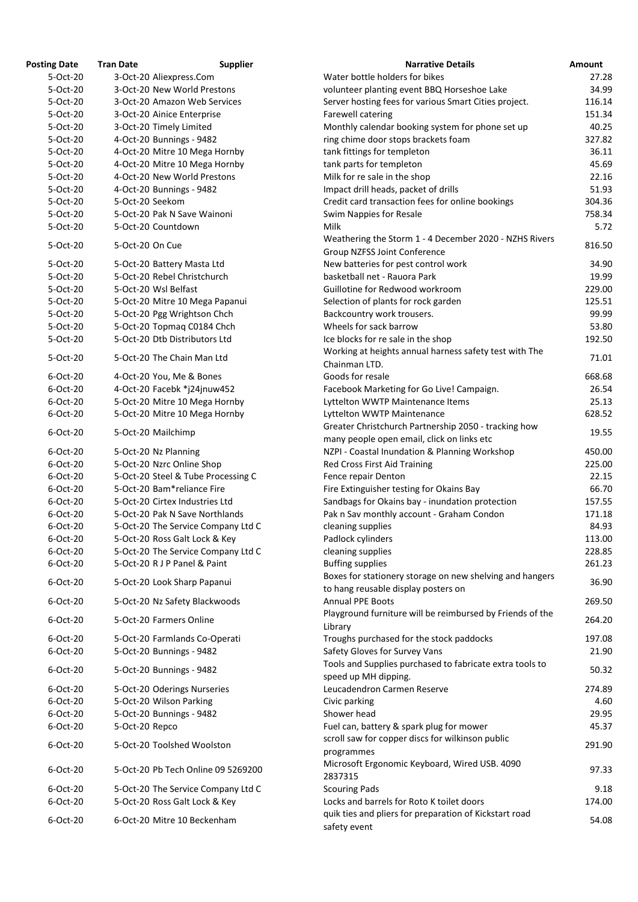| Posting Date | Tran Date | Supplier | Narrative Details | Amount |
|---|---|---|---|---|
| 5-Oct-20 | 3-Oct-20 | Aliexpress.Com | Water bottle holders for bikes | 27.28 |
| 5-Oct-20 | 3-Oct-20 | New World Prestons | volunteer planting event BBQ Horseshoe Lake | 34.99 |
| 5-Oct-20 | 3-Oct-20 | Amazon Web Services | Server hosting fees for various Smart Cities project. | 116.14 |
| 5-Oct-20 | 3-Oct-20 | Ainice Enterprise | Farewell catering | 151.34 |
| 5-Oct-20 | 3-Oct-20 | Timely Limited | Monthly calendar booking system for phone set up | 40.25 |
| 5-Oct-20 | 4-Oct-20 | Bunnings - 9482 | ring chime door stops brackets foam | 327.82 |
| 5-Oct-20 | 4-Oct-20 | Mitre 10 Mega Hornby | tank fittings for templeton | 36.11 |
| 5-Oct-20 | 4-Oct-20 | Mitre 10 Mega Hornby | tank parts for templeton | 45.69 |
| 5-Oct-20 | 4-Oct-20 | New World Prestons | Milk for re sale in the shop | 22.16 |
| 5-Oct-20 | 4-Oct-20 | Bunnings - 9482 | Impact drill heads, packet of drills | 51.93 |
| 5-Oct-20 | 5-Oct-20 | Seekom | Credit card transaction fees for online bookings | 304.36 |
| 5-Oct-20 | 5-Oct-20 | Pak N Save Wainoni | Swim Nappies for Resale | 758.34 |
| 5-Oct-20 | 5-Oct-20 | Countdown | Milk | 5.72 |
| 5-Oct-20 | 5-Oct-20 | On Cue | Weathering the Storm 1 - 4 December 2020 - NZHS Rivers Group NZFSS Joint Conference | 816.50 |
| 5-Oct-20 | 5-Oct-20 | Battery Masta Ltd | New batteries for pest control work | 34.90 |
| 5-Oct-20 | 5-Oct-20 | Rebel Christchurch | basketball net - Rauora Park | 19.99 |
| 5-Oct-20 | 5-Oct-20 | Wsl Belfast | Guillotine for Redwood workroom | 229.00 |
| 5-Oct-20 | 5-Oct-20 | Mitre 10 Mega Papanui | Selection of plants for rock garden | 125.51 |
| 5-Oct-20 | 5-Oct-20 | Pgg Wrightson Chch | Backcountry work trousers. | 99.99 |
| 5-Oct-20 | 5-Oct-20 | Topmaq C0184 Chch | Wheels for sack barrow | 53.80 |
| 5-Oct-20 | 5-Oct-20 | Dtb Distributors Ltd | Ice blocks for re sale in the shop | 192.50 |
| 5-Oct-20 | 5-Oct-20 | The Chain Man Ltd | Working at heights annual harness safety test with The Chainman LTD. | 71.01 |
| 6-Oct-20 | 4-Oct-20 | You, Me & Bones | Goods for resale | 668.68 |
| 6-Oct-20 | 4-Oct-20 | Facebk *j24jnuw452 | Facebook Marketing for Go Live! Campaign. | 26.54 |
| 6-Oct-20 | 5-Oct-20 | Mitre 10 Mega Hornby | Lyttelton WWTP Maintenance Items | 25.13 |
| 6-Oct-20 | 5-Oct-20 | Mitre 10 Mega Hornby | Lyttelton WWTP Maintenance | 628.52 |
| 6-Oct-20 | 5-Oct-20 | Mailchimp | Greater Christchurch Partnership 2050 - tracking how many people open email, click on links etc | 19.55 |
| 6-Oct-20 | 5-Oct-20 | Nz Planning | NZPI - Coastal Inundation & Planning Workshop | 450.00 |
| 6-Oct-20 | 5-Oct-20 | Nzrc Online Shop | Red Cross First Aid Training | 225.00 |
| 6-Oct-20 | 5-Oct-20 | Steel & Tube Processing C | Fence repair Denton | 22.15 |
| 6-Oct-20 | 5-Oct-20 | Bam*reliance Fire | Fire Extinguisher testing for Okains Bay | 66.70 |
| 6-Oct-20 | 5-Oct-20 | Cirtex Industries Ltd | Sandbags for Okains bay - inundation protection | 157.55 |
| 6-Oct-20 | 5-Oct-20 | Pak N Save Northlands | Pak n Sav monthly account - Graham Condon | 171.18 |
| 6-Oct-20 | 5-Oct-20 | The Service Company Ltd C | cleaning supplies | 84.93 |
| 6-Oct-20 | 5-Oct-20 | Ross Galt Lock & Key | Padlock cylinders | 113.00 |
| 6-Oct-20 | 5-Oct-20 | The Service Company Ltd C | cleaning supplies | 228.85 |
| 6-Oct-20 | 5-Oct-20 | R J P Panel & Paint | Buffing supplies | 261.23 |
| 6-Oct-20 | 5-Oct-20 | Look Sharp Papanui | Boxes for stationery storage on new shelving and hangers to hang reusable display posters on | 36.90 |
| 6-Oct-20 | 5-Oct-20 | Nz Safety Blackwoods | Annual PPE Boots | 269.50 |
| 6-Oct-20 | 5-Oct-20 | Farmers Online | Playground furniture will be reimbursed by Friends of the Library | 264.20 |
| 6-Oct-20 | 5-Oct-20 | Farmlands Co-Operati | Troughs purchased for the stock paddocks | 197.08 |
| 6-Oct-20 | 5-Oct-20 | Bunnings - 9482 | Safety Gloves for Survey Vans | 21.90 |
| 6-Oct-20 | 5-Oct-20 | Bunnings - 9482 | Tools and Supplies purchased to fabricate extra tools to speed up MH dipping. | 50.32 |
| 6-Oct-20 | 5-Oct-20 | Oderings Nurseries | Leucadendron Carmen Reserve | 274.89 |
| 6-Oct-20 | 5-Oct-20 | Wilson Parking | Civic parking | 4.60 |
| 6-Oct-20 | 5-Oct-20 | Bunnings - 9482 | Shower head | 29.95 |
| 6-Oct-20 | 5-Oct-20 | Repco | Fuel can, battery & spark plug for mower | 45.37 |
| 6-Oct-20 | 5-Oct-20 | Toolshed Woolston | scroll saw for copper discs for wilkinson public programmes | 291.90 |
| 6-Oct-20 | 5-Oct-20 | Pb Tech Online 09 5269200 | Microsoft Ergonomic Keyboard, Wired USB. 4090 2837315 | 97.33 |
| 6-Oct-20 | 5-Oct-20 | The Service Company Ltd C | Scouring Pads | 9.18 |
| 6-Oct-20 | 5-Oct-20 | Ross Galt Lock & Key | Locks and barrels for Roto K toilet doors | 174.00 |
| 6-Oct-20 | 6-Oct-20 | Mitre 10 Beckenham | quik ties and pliers for preparation of Kickstart road safety event | 54.08 |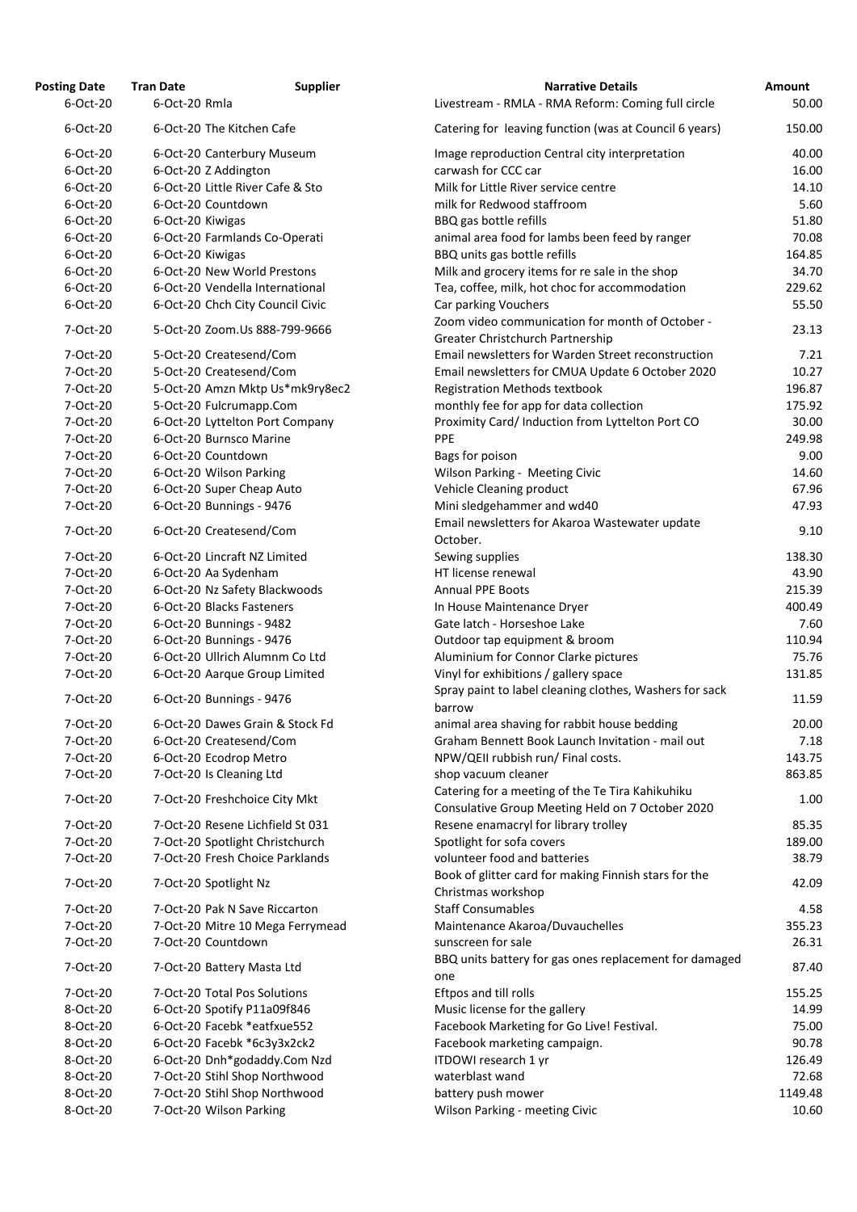| Posting Date | Tran Date | Supplier | Narrative Details | Amount |
|---|---|---|---|---|
| 6-Oct-20 | 6-Oct-20 | Rmla | Livestream - RMLA - RMA Reform: Coming full circle | 50.00 |
| 6-Oct-20 | 6-Oct-20 | The Kitchen Cafe | Catering for leaving function (was at Council 6 years) | 150.00 |
| 6-Oct-20 | 6-Oct-20 | Canterbury Museum | Image reproduction Central city interpretation | 40.00 |
| 6-Oct-20 | 6-Oct-20 | Z Addington | carwash for CCC car | 16.00 |
| 6-Oct-20 | 6-Oct-20 | Little River Cafe & Sto | Milk for Little River service centre | 14.10 |
| 6-Oct-20 | 6-Oct-20 | Countdown | milk for Redwood staffroom | 5.60 |
| 6-Oct-20 | 6-Oct-20 | Kiwigas | BBQ gas bottle refills | 51.80 |
| 6-Oct-20 | 6-Oct-20 | Farmlands Co-Operati | animal area food for lambs been feed by ranger | 70.08 |
| 6-Oct-20 | 6-Oct-20 | Kiwigas | BBQ units gas bottle refills | 164.85 |
| 6-Oct-20 | 6-Oct-20 | New World Prestons | Milk and grocery items for re sale in the shop | 34.70 |
| 6-Oct-20 | 6-Oct-20 | Vendella International | Tea, coffee, milk, hot choc for accommodation | 229.62 |
| 6-Oct-20 | 6-Oct-20 | Chch City Council Civic | Car parking Vouchers | 55.50 |
| 7-Oct-20 | 5-Oct-20 | Zoom.Us 888-799-9666 | Zoom video communication for month of October - Greater Christchurch Partnership | 23.13 |
| 7-Oct-20 | 5-Oct-20 | Createsend/Com | Email newsletters for Warden Street reconstruction | 7.21 |
| 7-Oct-20 | 5-Oct-20 | Createsend/Com | Email newsletters for CMUA Update 6 October 2020 | 10.27 |
| 7-Oct-20 | 5-Oct-20 | Amzn Mktp Us*mk9ry8ec2 | Registration Methods textbook | 196.87 |
| 7-Oct-20 | 5-Oct-20 | Fulcrumapp.Com | monthly fee for app for data collection | 175.92 |
| 7-Oct-20 | 6-Oct-20 | Lyttelton Port Company | Proximity Card/ Induction from Lyttelton Port CO | 30.00 |
| 7-Oct-20 | 6-Oct-20 | Burnsco Marine | PPE | 249.98 |
| 7-Oct-20 | 6-Oct-20 | Countdown | Bags for poison | 9.00 |
| 7-Oct-20 | 6-Oct-20 | Wilson Parking | Wilson Parking - Meeting Civic | 14.60 |
| 7-Oct-20 | 6-Oct-20 | Super Cheap Auto | Vehicle Cleaning product | 67.96 |
| 7-Oct-20 | 6-Oct-20 | Bunnings - 9476 | Mini sledgehammer and wd40 | 47.93 |
| 7-Oct-20 | 6-Oct-20 | Createsend/Com | Email newsletters for Akaroa Wastewater update October. | 9.10 |
| 7-Oct-20 | 6-Oct-20 | Lincraft NZ Limited | Sewing supplies | 138.30 |
| 7-Oct-20 | 6-Oct-20 | Aa Sydenham | HT license renewal | 43.90 |
| 7-Oct-20 | 6-Oct-20 | Nz Safety Blackwoods | Annual PPE Boots | 215.39 |
| 7-Oct-20 | 6-Oct-20 | Blacks Fasteners | In House Maintenance Dryer | 400.49 |
| 7-Oct-20 | 6-Oct-20 | Bunnings - 9482 | Gate latch - Horseshoe Lake | 7.60 |
| 7-Oct-20 | 6-Oct-20 | Bunnings - 9476 | Outdoor tap equipment & broom | 110.94 |
| 7-Oct-20 | 6-Oct-20 | Ullrich Alumnm Co Ltd | Aluminium for Connor Clarke pictures | 75.76 |
| 7-Oct-20 | 6-Oct-20 | Aarque Group Limited | Vinyl for exhibitions / gallery space | 131.85 |
| 7-Oct-20 | 6-Oct-20 | Bunnings - 9476 | Spray paint to label cleaning clothes, Washers for sack barrow | 11.59 |
| 7-Oct-20 | 6-Oct-20 | Dawes Grain & Stock Fd | animal area shaving for rabbit house bedding | 20.00 |
| 7-Oct-20 | 6-Oct-20 | Createsend/Com | Graham Bennett Book Launch Invitation - mail out | 7.18 |
| 7-Oct-20 | 6-Oct-20 | Ecodrop Metro | NPW/QEII rubbish run/ Final costs. | 143.75 |
| 7-Oct-20 | 7-Oct-20 | Is Cleaning Ltd | shop vacuum cleaner | 863.85 |
| 7-Oct-20 | 7-Oct-20 | Freshchoice City Mkt | Catering for a meeting of the Te Tira Kahikuhiku Consulative Group Meeting Held on 7 October 2020 | 1.00 |
| 7-Oct-20 | 7-Oct-20 | Resene Lichfield St 031 | Resene enamacryl for library trolley | 85.35 |
| 7-Oct-20 | 7-Oct-20 | Spotlight Christchurch | Spotlight for sofa covers | 189.00 |
| 7-Oct-20 | 7-Oct-20 | Fresh Choice Parklands | volunteer food and batteries | 38.79 |
| 7-Oct-20 | 7-Oct-20 | Spotlight Nz | Book of glitter card for making Finnish stars for the Christmas workshop | 42.09 |
| 7-Oct-20 | 7-Oct-20 | Pak N Save Riccarton | Staff Consumables | 4.58 |
| 7-Oct-20 | 7-Oct-20 | Mitre 10 Mega Ferrymead | Maintenance Akaroa/Duvauchelles | 355.23 |
| 7-Oct-20 | 7-Oct-20 | Countdown | sunscreen for sale | 26.31 |
| 7-Oct-20 | 7-Oct-20 | Battery Masta Ltd | BBQ units battery for gas ones replacement for damaged one | 87.40 |
| 7-Oct-20 | 7-Oct-20 | Total Pos Solutions | Eftpos and till rolls | 155.25 |
| 8-Oct-20 | 6-Oct-20 | Spotify P11a09f846 | Music license for the gallery | 14.99 |
| 8-Oct-20 | 6-Oct-20 | Facebk *eatfxue552 | Facebook Marketing for Go Live! Festival. | 75.00 |
| 8-Oct-20 | 6-Oct-20 | Facebk *6c3y3x2ck2 | Facebook marketing campaign. | 90.78 |
| 8-Oct-20 | 6-Oct-20 | Dnh*godaddy.Com Nzd | ITDOWI research 1 yr | 126.49 |
| 8-Oct-20 | 7-Oct-20 | Stihl Shop Northwood | waterblast wand | 72.68 |
| 8-Oct-20 | 7-Oct-20 | Stihl Shop Northwood | battery push mower | 1149.48 |
| 8-Oct-20 | 7-Oct-20 | Wilson Parking | Wilson Parking - meeting Civic | 10.60 |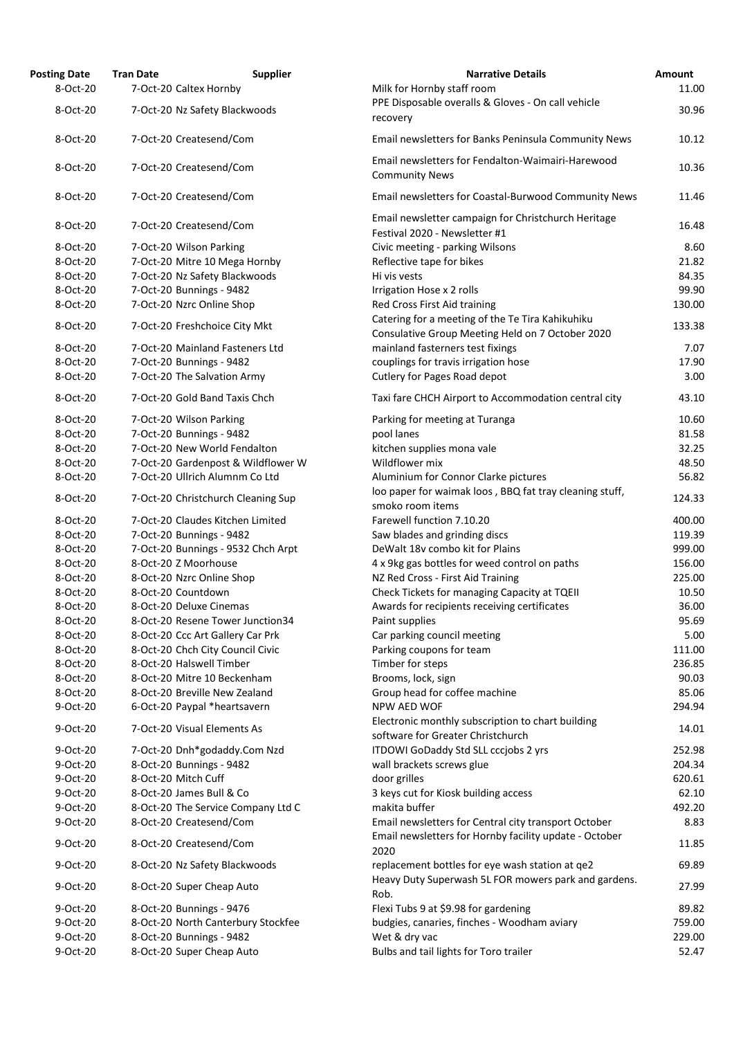| Posting Date | Tran Date | Supplier | Narrative Details | Amount |
|---|---|---|---|---|
| 8-Oct-20 | 7-Oct-20 | Caltex Hornby | Milk for Hornby staff room | 11.00 |
| 8-Oct-20 | 7-Oct-20 | Nz Safety Blackwoods | PPE Disposable overalls & Gloves - On call vehicle recovery | 30.96 |
| 8-Oct-20 | 7-Oct-20 | Createsend/Com | Email newsletters for Banks Peninsula Community News | 10.12 |
| 8-Oct-20 | 7-Oct-20 | Createsend/Com | Email newsletters for Fendalton-Waimairi-Harewood Community News | 10.36 |
| 8-Oct-20 | 7-Oct-20 | Createsend/Com | Email newsletters for Coastal-Burwood Community News | 11.46 |
| 8-Oct-20 | 7-Oct-20 | Createsend/Com | Email newsletter campaign for Christchurch Heritage Festival 2020 - Newsletter #1 | 16.48 |
| 8-Oct-20 | 7-Oct-20 | Wilson Parking | Civic meeting - parking Wilsons | 8.60 |
| 8-Oct-20 | 7-Oct-20 | Mitre 10 Mega Hornby | Reflective tape for bikes | 21.82 |
| 8-Oct-20 | 7-Oct-20 | Nz Safety Blackwoods | Hi vis vests | 84.35 |
| 8-Oct-20 | 7-Oct-20 | Bunnings - 9482 | Irrigation Hose x 2 rolls | 99.90 |
| 8-Oct-20 | 7-Oct-20 | Nzrc Online Shop | Red Cross First Aid training | 130.00 |
| 8-Oct-20 | 7-Oct-20 | Freshchoice City Mkt | Catering for a meeting of the Te Tira Kahikuhiku Consulative Group Meeting Held on 7 October 2020 | 133.38 |
| 8-Oct-20 | 7-Oct-20 | Mainland Fasteners Ltd | mainland fasterners test fixings | 7.07 |
| 8-Oct-20 | 7-Oct-20 | Bunnings - 9482 | couplings for travis irrigation hose | 17.90 |
| 8-Oct-20 | 7-Oct-20 | The Salvation Army | Cutlery for Pages Road depot | 3.00 |
| 8-Oct-20 | 7-Oct-20 | Gold Band Taxis Chch | Taxi fare CHCH Airport to Accommodation central city | 43.10 |
| 8-Oct-20 | 7-Oct-20 | Wilson Parking | Parking for meeting at Turanga | 10.60 |
| 8-Oct-20 | 7-Oct-20 | Bunnings - 9482 | pool lanes | 81.58 |
| 8-Oct-20 | 7-Oct-20 | New World Fendalton | kitchen supplies mona vale | 32.25 |
| 8-Oct-20 | 7-Oct-20 | Gardenpost & Wildflower W | Wildflower mix | 48.50 |
| 8-Oct-20 | 7-Oct-20 | Ullrich Alumnm Co Ltd | Aluminium for Connor Clarke pictures | 56.82 |
| 8-Oct-20 | 7-Oct-20 | Christchurch Cleaning Sup | loo paper for waimak loos , BBQ fat tray cleaning stuff, smoko room items | 124.33 |
| 8-Oct-20 | 7-Oct-20 | Claudes Kitchen Limited | Farewell function 7.10.20 | 400.00 |
| 8-Oct-20 | 7-Oct-20 | Bunnings - 9482 | Saw blades and grinding discs | 119.39 |
| 8-Oct-20 | 7-Oct-20 | Bunnings - 9532 Chch Arpt | DeWalt 18v combo kit for Plains | 999.00 |
| 8-Oct-20 | 8-Oct-20 | Z Moorhouse | 4 x 9kg gas bottles for weed control on paths | 156.00 |
| 8-Oct-20 | 8-Oct-20 | Nzrc Online Shop | NZ Red Cross - First Aid Training | 225.00 |
| 8-Oct-20 | 8-Oct-20 | Countdown | Check Tickets for managing Capacity at TQEII | 10.50 |
| 8-Oct-20 | 8-Oct-20 | Deluxe Cinemas | Awards for recipients receiving certificates | 36.00 |
| 8-Oct-20 | 8-Oct-20 | Resene Tower Junction34 | Paint supplies | 95.69 |
| 8-Oct-20 | 8-Oct-20 | Ccc Art Gallery Car Prk | Car parking council meeting | 5.00 |
| 8-Oct-20 | 8-Oct-20 | Chch City Council Civic | Parking coupons for team | 111.00 |
| 8-Oct-20 | 8-Oct-20 | Halswell Timber | Timber for steps | 236.85 |
| 8-Oct-20 | 8-Oct-20 | Mitre 10 Beckenham | Brooms, lock, sign | 90.03 |
| 8-Oct-20 | 8-Oct-20 | Breville New Zealand | Group head for coffee machine | 85.06 |
| 9-Oct-20 | 6-Oct-20 | Paypal *heartsavern | NPW AED WOF | 294.94 |
| 9-Oct-20 | 7-Oct-20 | Visual Elements As | Electronic monthly subscription to chart building software for Greater Christchurch | 14.01 |
| 9-Oct-20 | 7-Oct-20 | Dnh*godaddy.Com Nzd | ITDOWI GoDaddy Std SLL cccjobs 2 yrs | 252.98 |
| 9-Oct-20 | 8-Oct-20 | Bunnings - 9482 | wall brackets screws glue | 204.34 |
| 9-Oct-20 | 8-Oct-20 | Mitch Cuff | door grilles | 620.61 |
| 9-Oct-20 | 8-Oct-20 | James Bull & Co | 3 keys cut for Kiosk building access | 62.10 |
| 9-Oct-20 | 8-Oct-20 | The Service Company Ltd C | makita buffer | 492.20 |
| 9-Oct-20 | 8-Oct-20 | Createsend/Com | Email newsletters for Central city transport October | 8.83 |
| 9-Oct-20 | 8-Oct-20 | Createsend/Com | Email newsletters for Hornby facility update - October 2020 | 11.85 |
| 9-Oct-20 | 8-Oct-20 | Nz Safety Blackwoods | replacement bottles for eye wash station at qe2 | 69.89 |
| 9-Oct-20 | 8-Oct-20 | Super Cheap Auto | Heavy Duty Superwash 5L FOR mowers park and gardens. Rob. | 27.99 |
| 9-Oct-20 | 8-Oct-20 | Bunnings - 9476 | Flexi Tubs 9 at $9.98 for gardening | 89.82 |
| 9-Oct-20 | 8-Oct-20 | North Canterbury Stockfee | budgies, canaries, finches - Woodham aviary | 759.00 |
| 9-Oct-20 | 8-Oct-20 | Bunnings - 9482 | Wet & dry vac | 229.00 |
| 9-Oct-20 | 8-Oct-20 | Super Cheap Auto | Bulbs and tail lights for Toro trailer | 52.47 |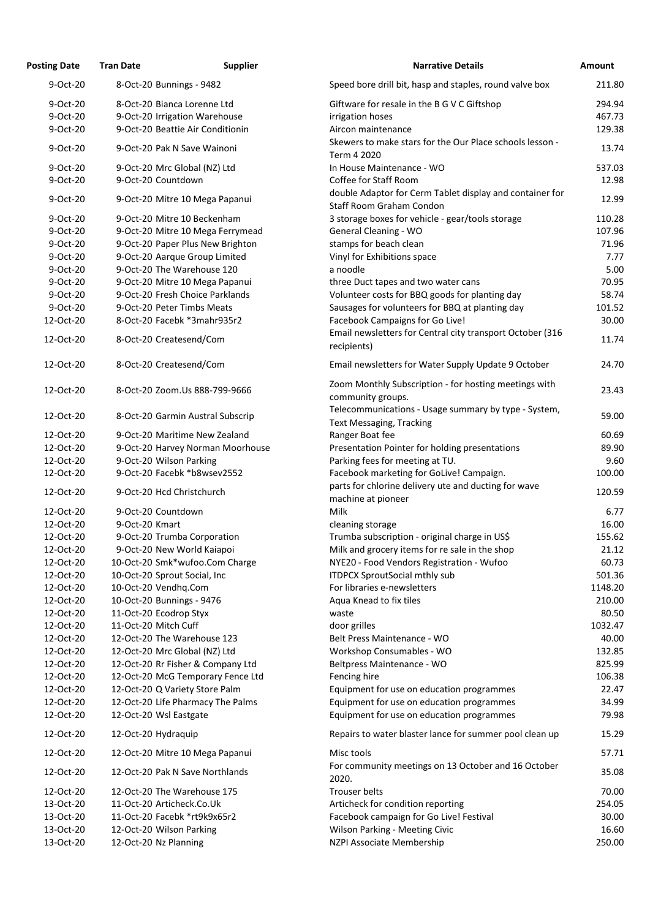| Posting Date | Tran Date | Supplier | Narrative Details | Amount |
|---|---|---|---|---|
| 9-Oct-20 | 8-Oct-20 | Bunnings - 9482 | Speed bore drill bit, hasp and staples, round valve box | 211.80 |
| 9-Oct-20 | 8-Oct-20 | Bianca Lorenne Ltd | Giftware for resale in the B G V C Giftshop | 294.94 |
| 9-Oct-20 | 9-Oct-20 | Irrigation Warehouse | irrigation hoses | 467.73 |
| 9-Oct-20 | 9-Oct-20 | Beattie Air Conditionin | Aircon maintenance | 129.38 |
| 9-Oct-20 | 9-Oct-20 | Pak N Save Wainoni | Skewers to make stars for the Our Place schools lesson - Term 4 2020 | 13.74 |
| 9-Oct-20 | 9-Oct-20 | Mrc Global (NZ) Ltd | In House Maintenance - WO | 537.03 |
| 9-Oct-20 | 9-Oct-20 | Countdown | Coffee for Staff Room | 12.98 |
| 9-Oct-20 | 9-Oct-20 | Mitre 10 Mega Papanui | double Adaptor for Cerm Tablet display and container for Staff Room Graham Condon | 12.99 |
| 9-Oct-20 | 9-Oct-20 | Mitre 10 Beckenham | 3 storage boxes for vehicle - gear/tools storage | 110.28 |
| 9-Oct-20 | 9-Oct-20 | Mitre 10 Mega Ferrymead | General Cleaning - WO | 107.96 |
| 9-Oct-20 | 9-Oct-20 | Paper Plus New Brighton | stamps for beach clean | 71.96 |
| 9-Oct-20 | 9-Oct-20 | Aarque Group Limited | Vinyl for Exhibitions space | 7.77 |
| 9-Oct-20 | 9-Oct-20 | The Warehouse 120 | a noodle | 5.00 |
| 9-Oct-20 | 9-Oct-20 | Mitre 10 Mega Papanui | three Duct tapes and two water cans | 70.95 |
| 9-Oct-20 | 9-Oct-20 | Fresh Choice Parklands | Volunteer costs for BBQ goods for planting day | 58.74 |
| 9-Oct-20 | 9-Oct-20 | Peter Timbs Meats | Sausages for volunteers for BBQ at planting day | 101.52 |
| 12-Oct-20 | 8-Oct-20 | Facebk *3mahr935r2 | Facebook Campaigns for Go Live! | 30.00 |
| 12-Oct-20 | 8-Oct-20 | Createsend/Com | Email newsletters for Central city transport October (316 recipients) | 11.74 |
| 12-Oct-20 | 8-Oct-20 | Createsend/Com | Email newsletters for Water Supply Update 9 October | 24.70 |
| 12-Oct-20 | 8-Oct-20 | Zoom.Us 888-799-9666 | Zoom Monthly Subscription - for hosting meetings with community groups. | 23.43 |
| 12-Oct-20 | 8-Oct-20 | Garmin Austral Subscrip | Telecommunications - Usage summary by type - System, Text Messaging, Tracking | 59.00 |
| 12-Oct-20 | 9-Oct-20 | Maritime New Zealand | Ranger Boat fee | 60.69 |
| 12-Oct-20 | 9-Oct-20 | Harvey Norman Moorhouse | Presentation Pointer for holding presentations | 89.90 |
| 12-Oct-20 | 9-Oct-20 | Wilson Parking | Parking fees for meeting at TU. | 9.60 |
| 12-Oct-20 | 9-Oct-20 | Facebk *b8wsev2552 | Facebook marketing for GoLive! Campaign. | 100.00 |
| 12-Oct-20 | 9-Oct-20 | Hcd Christchurch | parts for chlorine delivery ute and ducting for wave machine at pioneer | 120.59 |
| 12-Oct-20 | 9-Oct-20 | Countdown | Milk | 6.77 |
| 12-Oct-20 | 9-Oct-20 | Kmart | cleaning storage | 16.00 |
| 12-Oct-20 | 9-Oct-20 | Trumba Corporation | Trumba subscription - original charge in US$ | 155.62 |
| 12-Oct-20 | 9-Oct-20 | New World Kaiapoi | Milk and grocery items for re sale in the shop | 21.12 |
| 12-Oct-20 | 10-Oct-20 | Smk*wufoo.Com Charge | NYE20 - Food Vendors Registration - Wufoo | 60.73 |
| 12-Oct-20 | 10-Oct-20 | Sprout Social, Inc | ITDPCX SproutSocial mthly sub | 501.36 |
| 12-Oct-20 | 10-Oct-20 | Vendhq.Com | For libraries e-newsletters | 1148.20 |
| 12-Oct-20 | 10-Oct-20 | Bunnings - 9476 | Aqua Knead to fix tiles | 210.00 |
| 12-Oct-20 | 11-Oct-20 | Ecodrop Styx | waste | 80.50 |
| 12-Oct-20 | 11-Oct-20 | Mitch Cuff | door grilles | 1032.47 |
| 12-Oct-20 | 12-Oct-20 | The Warehouse 123 | Belt Press Maintenance - WO | 40.00 |
| 12-Oct-20 | 12-Oct-20 | Mrc Global (NZ) Ltd | Workshop Consumables - WO | 132.85 |
| 12-Oct-20 | 12-Oct-20 | Rr Fisher & Company Ltd | Beltpress Maintenance - WO | 825.99 |
| 12-Oct-20 | 12-Oct-20 | McG Temporary Fence Ltd | Fencing hire | 106.38 |
| 12-Oct-20 | 12-Oct-20 | Q Variety Store Palm | Equipment for use on education programmes | 22.47 |
| 12-Oct-20 | 12-Oct-20 | Life Pharmacy The Palms | Equipment for use on education programmes | 34.99 |
| 12-Oct-20 | 12-Oct-20 | Wsl Eastgate | Equipment for use on education programmes | 79.98 |
| 12-Oct-20 | 12-Oct-20 | Hydraquip | Repairs to water blaster lance for summer pool clean up | 15.29 |
| 12-Oct-20 | 12-Oct-20 | Mitre 10 Mega Papanui | Misc tools | 57.71 |
| 12-Oct-20 | 12-Oct-20 | Pak N Save Northlands | For community meetings on 13 October and 16 October 2020. | 35.08 |
| 12-Oct-20 | 12-Oct-20 | The Warehouse 175 | Trouser belts | 70.00 |
| 13-Oct-20 | 11-Oct-20 | Articheck.Co.Uk | Articheck for condition reporting | 254.05 |
| 13-Oct-20 | 11-Oct-20 | Facebk *rt9k9x65r2 | Facebook campaign for Go Live! Festival | 30.00 |
| 13-Oct-20 | 12-Oct-20 | Wilson Parking | Wilson Parking - Meeting Civic | 16.60 |
| 13-Oct-20 | 12-Oct-20 | Nz Planning | NZPI Associate Membership | 250.00 |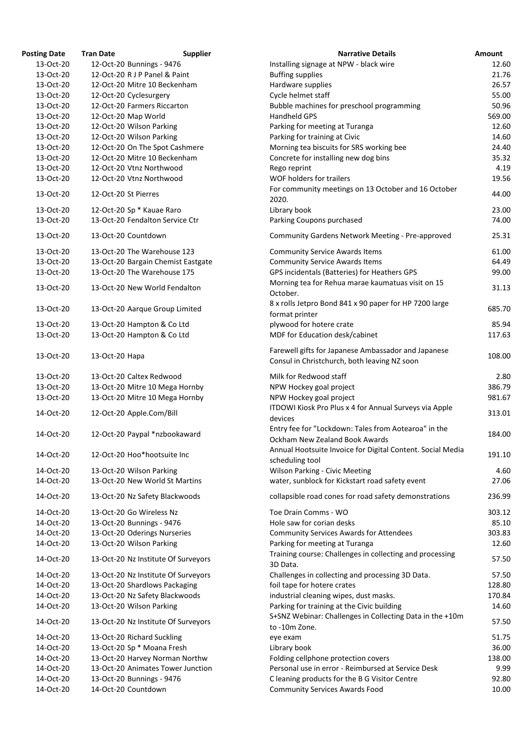| Posting Date | Tran Date | Supplier | Narrative Details | Amount |
|---|---|---|---|---|
| 13-Oct-20 | 12-Oct-20 | Bunnings - 9476 | Installing signage at NPW - black wire | 12.60 |
| 13-Oct-20 | 12-Oct-20 | R J P Panel & Paint | Buffing supplies | 21.76 |
| 13-Oct-20 | 12-Oct-20 | Mitre 10 Beckenham | Hardware supplies | 26.57 |
| 13-Oct-20 | 12-Oct-20 | Cyclesurgery | Cycle helmet staff | 55.00 |
| 13-Oct-20 | 12-Oct-20 | Farmers Riccarton | Bubble machines for preschool programming | 50.96 |
| 13-Oct-20 | 12-Oct-20 | Map World | Handheld GPS | 569.00 |
| 13-Oct-20 | 12-Oct-20 | Wilson Parking | Parking for meeting at Turanga | 12.60 |
| 13-Oct-20 | 12-Oct-20 | Wilson Parking | Parking for training at Civic | 14.60 |
| 13-Oct-20 | 12-Oct-20 | On The Spot Cashmere | Morning tea biscuits for SRS working bee | 24.40 |
| 13-Oct-20 | 12-Oct-20 | Mitre 10 Beckenham | Concrete for installing new dog bins | 35.32 |
| 13-Oct-20 | 12-Oct-20 | Vtnz Northwood | Rego reprint | 4.19 |
| 13-Oct-20 | 12-Oct-20 | Vtnz Northwood | WOF holders for trailers | 19.56 |
| 13-Oct-20 | 12-Oct-20 | St Pierres | For community meetings on 13 October and 16 October 2020. | 44.00 |
| 13-Oct-20 | 12-Oct-20 | Sp * Kauae Raro | Library book | 23.00 |
| 13-Oct-20 | 13-Oct-20 | Fendalton Service Ctr | Parking Coupons purchased | 74.00 |
| 13-Oct-20 | 13-Oct-20 | Countdown | Community Gardens Network Meeting - Pre-approved | 25.31 |
| 13-Oct-20 | 13-Oct-20 | The Warehouse 123 | Community Service Awards Items | 61.00 |
| 13-Oct-20 | 13-Oct-20 | Bargain Chemist Eastgate | Community Service Awards Items | 64.49 |
| 13-Oct-20 | 13-Oct-20 | The Warehouse 175 | GPS incidentals (Batteries) for Heathers GPS | 99.00 |
| 13-Oct-20 | 13-Oct-20 | New World Fendalton | Morning tea for Rehua marae kaumatuas visit on 15 October. | 31.13 |
| 13-Oct-20 | 13-Oct-20 | Aarque Group Limited | 8 x rolls Jetpro Bond 841 x 90 paper for HP 7200 large format printer | 685.70 |
| 13-Oct-20 | 13-Oct-20 | Hampton & Co Ltd | plywood for hotere crate | 85.94 |
| 13-Oct-20 | 13-Oct-20 | Hampton & Co Ltd | MDF for Education desk/cabinet | 117.63 |
| 13-Oct-20 | 13-Oct-20 | Hapa | Farewell gifts for Japanese Ambassador and Japanese Consul in Christchurch, both leaving NZ soon | 108.00 |
| 13-Oct-20 | 13-Oct-20 | Caltex Redwood | Milk for Redwood staff | 2.80 |
| 13-Oct-20 | 13-Oct-20 | Mitre 10 Mega Hornby | NPW Hockey goal project | 386.79 |
| 13-Oct-20 | 13-Oct-20 | Mitre 10 Mega Hornby | NPW Hockey goal project | 981.67 |
| 14-Oct-20 | 12-Oct-20 | Apple.Com/Bill | ITDOWI Kiosk Pro Plus x 4 for Annual Surveys via Apple devices | 313.01 |
| 14-Oct-20 | 12-Oct-20 | Paypal *nzbookaward | Entry fee for "Lockdown: Tales from Aotearoa" in the Ockham New Zealand Book Awards | 184.00 |
| 14-Oct-20 | 12-Oct-20 | Hoo*hootsuite Inc | Annual Hootsuite Invoice for Digital Content. Social Media scheduling tool | 191.10 |
| 14-Oct-20 | 13-Oct-20 | Wilson Parking | Wilson Parking - Civic Meeting | 4.60 |
| 14-Oct-20 | 13-Oct-20 | New World St Martins | water, sunblock for Kickstart road safety event | 27.06 |
| 14-Oct-20 | 13-Oct-20 | Nz Safety Blackwoods | collapsible road cones for road safety demonstrations | 236.99 |
| 14-Oct-20 | 13-Oct-20 | Go Wireless Nz | Toe Drain Comms - WO | 303.12 |
| 14-Oct-20 | 13-Oct-20 | Bunnings - 9476 | Hole saw for corian desks | 85.10 |
| 14-Oct-20 | 13-Oct-20 | Oderings Nurseries | Community Services Awards for Attendees | 303.83 |
| 14-Oct-20 | 13-Oct-20 | Wilson Parking | Parking for meeting at Turanga | 12.60 |
| 14-Oct-20 | 13-Oct-20 | Nz Institute Of Surveyors | Training course: Challenges in collecting and processing 3D Data. | 57.50 |
| 14-Oct-20 | 13-Oct-20 | Nz Institute Of Surveyors | Challenges in collecting and processing 3D Data. | 57.50 |
| 14-Oct-20 | 13-Oct-20 | Shardlows Packaging | foil tape for hotere crates | 128.80 |
| 14-Oct-20 | 13-Oct-20 | Nz Safety Blackwoods | industrial cleaning wipes, dust masks. | 170.84 |
| 14-Oct-20 | 13-Oct-20 | Wilson Parking | Parking for training at the Civic building | 14.60 |
| 14-Oct-20 | 13-Oct-20 | Nz Institute Of Surveyors | S+SNZ Webinar: Challenges in Collecting Data in the +10m to -10m Zone. | 57.50 |
| 14-Oct-20 | 13-Oct-20 | Richard Suckling | eye exam | 51.75 |
| 14-Oct-20 | 13-Oct-20 | Sp * Moana Fresh | Library book | 36.00 |
| 14-Oct-20 | 13-Oct-20 | Harvey Norman Northw | Folding cellphone protection covers | 138.00 |
| 14-Oct-20 | 13-Oct-20 | Animates Tower Junction | Personal use in error - Reimbursed at Service Desk | 9.99 |
| 14-Oct-20 | 13-Oct-20 | Bunnings - 9476 | C leaning products for the B G Visitor Centre | 92.80 |
| 14-Oct-20 | 14-Oct-20 | Countdown | Community Services Awards Food | 10.00 |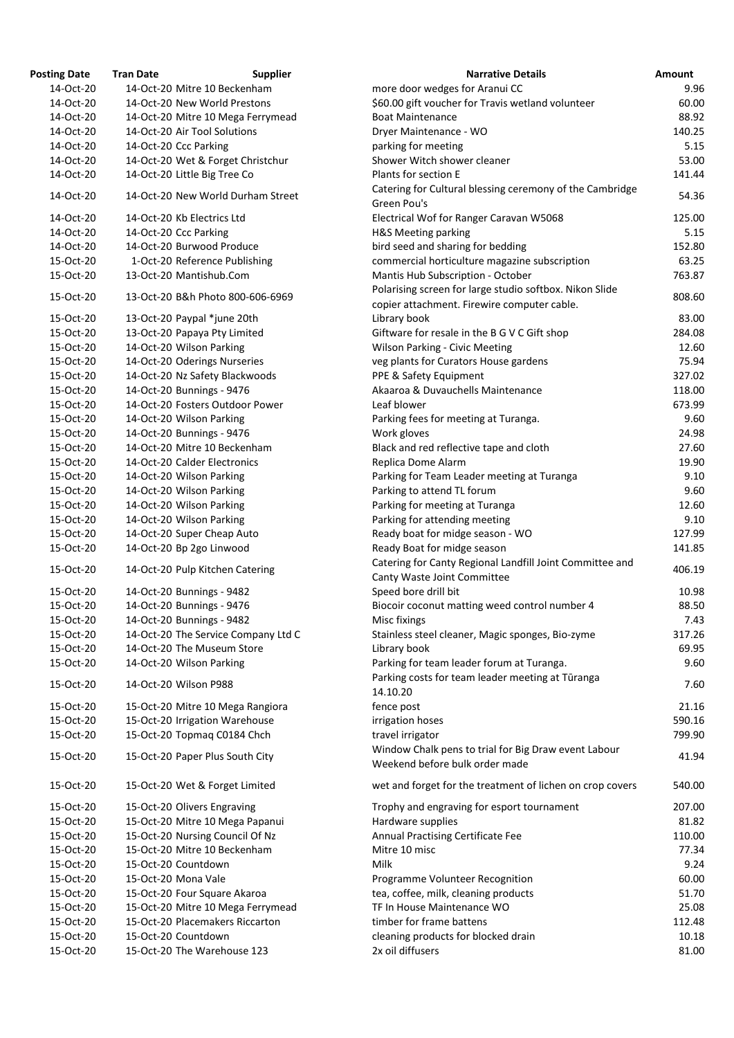| Posting Date | Tran Date | Supplier | Narrative Details | Amount |
|---|---|---|---|---|
| 14-Oct-20 | 14-Oct-20 | Mitre 10 Beckenham | more door wedges for Aranui CC | 9.96 |
| 14-Oct-20 | 14-Oct-20 | New World Prestons | $60.00 gift voucher for Travis wetland volunteer | 60.00 |
| 14-Oct-20 | 14-Oct-20 | Mitre 10 Mega Ferrymead | Boat Maintenance | 88.92 |
| 14-Oct-20 | 14-Oct-20 | Air Tool Solutions | Dryer Maintenance - WO | 140.25 |
| 14-Oct-20 | 14-Oct-20 | Ccc Parking | parking for meeting | 5.15 |
| 14-Oct-20 | 14-Oct-20 | Wet & Forget Christchur | Shower Witch shower cleaner | 53.00 |
| 14-Oct-20 | 14-Oct-20 | Little Big Tree Co | Plants for section E | 141.44 |
| 14-Oct-20 | 14-Oct-20 | New World Durham Street | Catering for Cultural blessing ceremony of the Cambridge Green Pou's | 54.36 |
| 14-Oct-20 | 14-Oct-20 | Kb Electrics Ltd | Electrical Wof for Ranger Caravan W5068 | 125.00 |
| 14-Oct-20 | 14-Oct-20 | Ccc Parking | H&S Meeting parking | 5.15 |
| 14-Oct-20 | 14-Oct-20 | Burwood Produce | bird seed and sharing for bedding | 152.80 |
| 15-Oct-20 | 1-Oct-20 | Reference Publishing | commercial horticulture magazine subscription | 63.25 |
| 15-Oct-20 | 13-Oct-20 | Mantishub.Com | Mantis Hub Subscription - October | 763.87 |
| 15-Oct-20 | 13-Oct-20 | B&h Photo 800-606-6969 | Polarising screen for large studio softbox. Nikon Slide copier attachment. Firewire computer cable. | 808.60 |
| 15-Oct-20 | 13-Oct-20 | Paypal *june 20th | Library book | 83.00 |
| 15-Oct-20 | 13-Oct-20 | Papaya Pty Limited | Giftware for resale in the B G V C Gift shop | 284.08 |
| 15-Oct-20 | 14-Oct-20 | Wilson Parking | Wilson Parking - Civic Meeting | 12.60 |
| 15-Oct-20 | 14-Oct-20 | Oderings Nurseries | veg plants for Curators House gardens | 75.94 |
| 15-Oct-20 | 14-Oct-20 | Nz Safety Blackwoods | PPE & Safety Equipment | 327.02 |
| 15-Oct-20 | 14-Oct-20 | Bunnings - 9476 | Akaaroa & Duvauchells Maintenance | 118.00 |
| 15-Oct-20 | 14-Oct-20 | Fosters Outdoor Power | Leaf blower | 673.99 |
| 15-Oct-20 | 14-Oct-20 | Wilson Parking | Parking fees for meeting at Turanga. | 9.60 |
| 15-Oct-20 | 14-Oct-20 | Bunnings - 9476 | Work gloves | 24.98 |
| 15-Oct-20 | 14-Oct-20 | Mitre 10 Beckenham | Black and red reflective tape and cloth | 27.60 |
| 15-Oct-20 | 14-Oct-20 | Calder Electronics | Replica Dome Alarm | 19.90 |
| 15-Oct-20 | 14-Oct-20 | Wilson Parking | Parking for Team Leader meeting at Turanga | 9.10 |
| 15-Oct-20 | 14-Oct-20 | Wilson Parking | Parking to attend TL forum | 9.60 |
| 15-Oct-20 | 14-Oct-20 | Wilson Parking | Parking for meeting at Turanga | 12.60 |
| 15-Oct-20 | 14-Oct-20 | Wilson Parking | Parking for attending meeting | 9.10 |
| 15-Oct-20 | 14-Oct-20 | Super Cheap Auto | Ready boat for midge season - WO | 127.99 |
| 15-Oct-20 | 14-Oct-20 | Bp 2go Linwood | Ready Boat for midge season | 141.85 |
| 15-Oct-20 | 14-Oct-20 | Pulp Kitchen Catering | Catering for Canty Regional Landfill Joint Committee and Canty Waste Joint Committee | 406.19 |
| 15-Oct-20 | 14-Oct-20 | Bunnings - 9482 | Speed bore drill bit | 10.98 |
| 15-Oct-20 | 14-Oct-20 | Bunnings - 9476 | Biocoir coconut matting weed control number 4 | 88.50 |
| 15-Oct-20 | 14-Oct-20 | Bunnings - 9482 | Misc fixings | 7.43 |
| 15-Oct-20 | 14-Oct-20 | The Service Company Ltd C | Stainless steel cleaner, Magic sponges, Bio-zyme | 317.26 |
| 15-Oct-20 | 14-Oct-20 | The Museum Store | Library book | 69.95 |
| 15-Oct-20 | 14-Oct-20 | Wilson Parking | Parking for team leader forum at Turanga. | 9.60 |
| 15-Oct-20 | 14-Oct-20 | Wilson P988 | Parking costs for team leader meeting at Tūranga 14.10.20 | 7.60 |
| 15-Oct-20 | 15-Oct-20 | Mitre 10 Mega Rangiora | fence post | 21.16 |
| 15-Oct-20 | 15-Oct-20 | Irrigation Warehouse | irrigation hoses | 590.16 |
| 15-Oct-20 | 15-Oct-20 | Topmaq C0184 Chch | travel irrigator | 799.90 |
| 15-Oct-20 | 15-Oct-20 | Paper Plus South City | Window Chalk pens to trial for Big Draw event Labour Weekend before bulk order made | 41.94 |
| 15-Oct-20 | 15-Oct-20 | Wet & Forget Limited | wet and forget for the treatment of lichen on crop covers | 540.00 |
| 15-Oct-20 | 15-Oct-20 | Olivers Engraving | Trophy and engraving for esport tournament | 207.00 |
| 15-Oct-20 | 15-Oct-20 | Mitre 10 Mega Papanui | Hardware supplies | 81.82 |
| 15-Oct-20 | 15-Oct-20 | Nursing Council Of Nz | Annual Practising Certificate Fee | 110.00 |
| 15-Oct-20 | 15-Oct-20 | Mitre 10 Beckenham | Mitre 10 misc | 77.34 |
| 15-Oct-20 | 15-Oct-20 | Countdown | Milk | 9.24 |
| 15-Oct-20 | 15-Oct-20 | Mona Vale | Programme Volunteer Recognition | 60.00 |
| 15-Oct-20 | 15-Oct-20 | Four Square Akaroa | tea, coffee, milk, cleaning products | 51.70 |
| 15-Oct-20 | 15-Oct-20 | Mitre 10 Mega Ferrymead | TF In House Maintenance WO | 25.08 |
| 15-Oct-20 | 15-Oct-20 | Placemakers Riccarton | timber for frame battens | 112.48 |
| 15-Oct-20 | 15-Oct-20 | Countdown | cleaning products for blocked drain | 10.18 |
| 15-Oct-20 | 15-Oct-20 | The Warehouse 123 | 2x oil diffusers | 81.00 |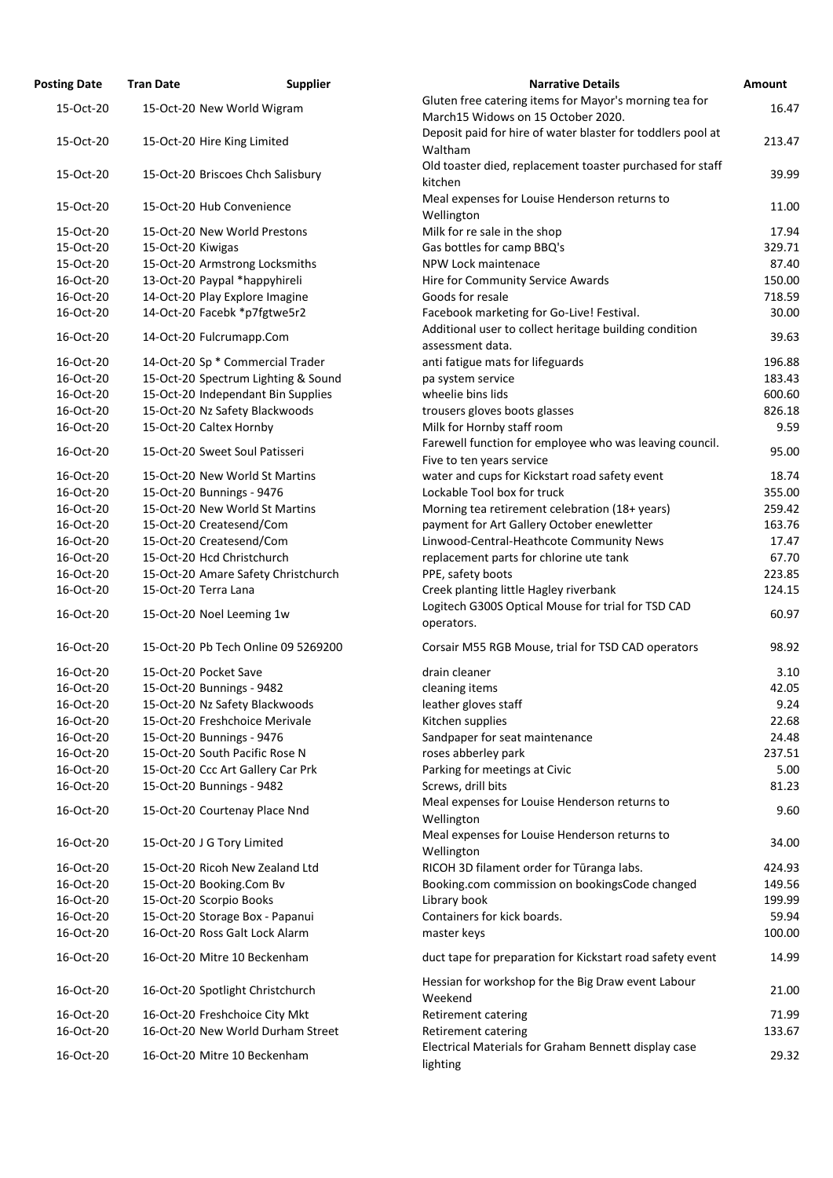| Posting Date | Tran Date | Supplier | Narrative Details | Amount |
|---|---|---|---|---|
| 15-Oct-20 | 15-Oct-20 | New World Wigram | Gluten free catering items for Mayor's morning tea for March15 Widows on 15 October 2020. | 16.47 |
| 15-Oct-20 | 15-Oct-20 | Hire King Limited | Deposit paid for hire of water blaster for toddlers pool at Waltham | 213.47 |
| 15-Oct-20 | 15-Oct-20 | Briscoes Chch Salisbury | Old toaster died, replacement toaster purchased for staff kitchen | 39.99 |
| 15-Oct-20 | 15-Oct-20 | Hub Convenience | Meal expenses for Louise Henderson returns to Wellington | 11.00 |
| 15-Oct-20 | 15-Oct-20 | New World Prestons | Milk for re sale in the shop | 17.94 |
| 15-Oct-20 | 15-Oct-20 | Kiwigas | Gas bottles for camp BBQ's | 329.71 |
| 15-Oct-20 | 15-Oct-20 | Armstrong Locksmiths | NPW Lock maintenace | 87.40 |
| 16-Oct-20 | 13-Oct-20 | Paypal *happyhireli | Hire for Community Service Awards | 150.00 |
| 16-Oct-20 | 14-Oct-20 | Play Explore Imagine | Goods for resale | 718.59 |
| 16-Oct-20 | 14-Oct-20 | Facebk *p7fgtwe5r2 | Facebook marketing for Go-Live! Festival. | 30.00 |
| 16-Oct-20 | 14-Oct-20 | Fulcrumapp.Com | Additional user to collect heritage building condition assessment data. | 39.63 |
| 16-Oct-20 | 14-Oct-20 | Sp * Commercial Trader | anti fatigue mats for lifeguards | 196.88 |
| 16-Oct-20 | 15-Oct-20 | Spectrum Lighting & Sound | pa system service | 183.43 |
| 16-Oct-20 | 15-Oct-20 | Independant Bin Supplies | wheelie bins lids | 600.60 |
| 16-Oct-20 | 15-Oct-20 | Nz Safety Blackwoods | trousers gloves boots glasses | 826.18 |
| 16-Oct-20 | 15-Oct-20 | Caltex Hornby | Milk for Hornby staff room | 9.59 |
| 16-Oct-20 | 15-Oct-20 | Sweet Soul Patisseri | Farewell function for employee who was leaving council. Five to ten years service | 95.00 |
| 16-Oct-20 | 15-Oct-20 | New World St Martins | water and cups for Kickstart road safety event | 18.74 |
| 16-Oct-20 | 15-Oct-20 | Bunnings - 9476 | Lockable Tool box for truck | 355.00 |
| 16-Oct-20 | 15-Oct-20 | New World St Martins | Morning tea retirement celebration (18+ years) | 259.42 |
| 16-Oct-20 | 15-Oct-20 | Createsend/Com | payment for Art Gallery October enewletter | 163.76 |
| 16-Oct-20 | 15-Oct-20 | Createsend/Com | Linwood-Central-Heathcote Community News | 17.47 |
| 16-Oct-20 | 15-Oct-20 | Hcd Christchurch | replacement parts for chlorine ute tank | 67.70 |
| 16-Oct-20 | 15-Oct-20 | Amare Safety Christchurch | PPE, safety boots | 223.85 |
| 16-Oct-20 | 15-Oct-20 | Terra Lana | Creek planting little Hagley riverbank | 124.15 |
| 16-Oct-20 | 15-Oct-20 | Noel Leeming 1w | Logitech G300S Optical Mouse for trial for TSD CAD operators. | 60.97 |
| 16-Oct-20 | 15-Oct-20 | Pb Tech Online 09 5269200 | Corsair M55 RGB Mouse, trial for TSD CAD operators | 98.92 |
| 16-Oct-20 | 15-Oct-20 | Pocket Save | drain cleaner | 3.10 |
| 16-Oct-20 | 15-Oct-20 | Bunnings - 9482 | cleaning items | 42.05 |
| 16-Oct-20 | 15-Oct-20 | Nz Safety Blackwoods | leather gloves staff | 9.24 |
| 16-Oct-20 | 15-Oct-20 | Freshchoice Merivale | Kitchen supplies | 22.68 |
| 16-Oct-20 | 15-Oct-20 | Bunnings - 9476 | Sandpaper for seat maintenance | 24.48 |
| 16-Oct-20 | 15-Oct-20 | South Pacific Rose N | roses abberley park | 237.51 |
| 16-Oct-20 | 15-Oct-20 | Ccc Art Gallery Car Prk | Parking for meetings at Civic | 5.00 |
| 16-Oct-20 | 15-Oct-20 | Bunnings - 9482 | Screws, drill bits | 81.23 |
| 16-Oct-20 | 15-Oct-20 | Courtenay Place Nnd | Meal expenses for Louise Henderson returns to Wellington | 9.60 |
| 16-Oct-20 | 15-Oct-20 | J G Tory Limited | Meal expenses for Louise Henderson returns to Wellington | 34.00 |
| 16-Oct-20 | 15-Oct-20 | Ricoh New Zealand Ltd | RICOH 3D filament order for Tūranga labs. | 424.93 |
| 16-Oct-20 | 15-Oct-20 | Booking.Com Bv | Booking.com commission on bookingsCode changed | 149.56 |
| 16-Oct-20 | 15-Oct-20 | Scorpio Books | Library book | 199.99 |
| 16-Oct-20 | 15-Oct-20 | Storage Box - Papanui | Containers for kick boards. | 59.94 |
| 16-Oct-20 | 16-Oct-20 | Ross Galt Lock Alarm | master keys | 100.00 |
| 16-Oct-20 | 16-Oct-20 | Mitre 10 Beckenham | duct tape for preparation for Kickstart road safety event | 14.99 |
| 16-Oct-20 | 16-Oct-20 | Spotlight Christchurch | Hessian for workshop for the Big Draw event Labour Weekend | 21.00 |
| 16-Oct-20 | 16-Oct-20 | Freshchoice City Mkt | Retirement catering | 71.99 |
| 16-Oct-20 | 16-Oct-20 | New World Durham Street | Retirement catering | 133.67 |
| 16-Oct-20 | 16-Oct-20 | Mitre 10 Beckenham | Electrical Materials for Graham Bennett display case lighting | 29.32 |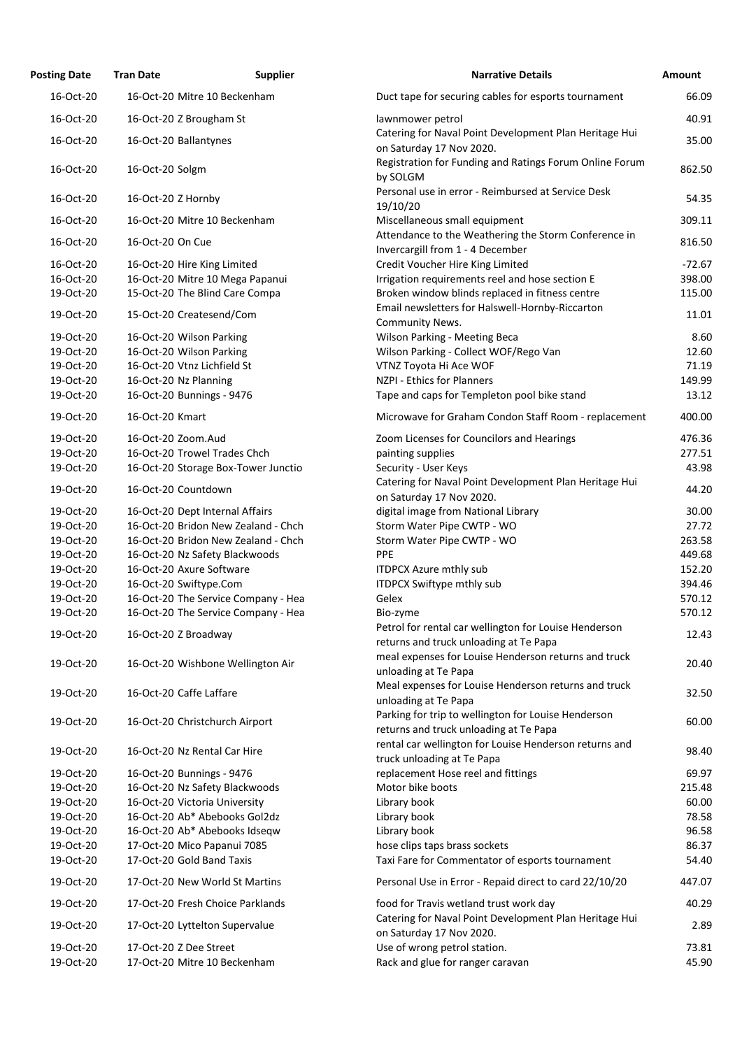| Posting Date | Tran Date | Supplier | Narrative Details | Amount |
|---|---|---|---|---|
| 16-Oct-20 | 16-Oct-20 | Mitre 10 Beckenham | Duct tape for securing cables for esports tournament | 66.09 |
| 16-Oct-20 | 16-Oct-20 | Z Brougham St | lawnmower petrol | 40.91 |
| 16-Oct-20 | 16-Oct-20 | Ballantynes | Catering for Naval Point Development Plan Heritage Hui on Saturday 17 Nov 2020. | 35.00 |
| 16-Oct-20 | 16-Oct-20 | Solgm | Registration for Funding and Ratings Forum Online Forum by SOLGM | 862.50 |
| 16-Oct-20 | 16-Oct-20 | Z Hornby | Personal use in error - Reimbursed at Service Desk 19/10/20 | 54.35 |
| 16-Oct-20 | 16-Oct-20 | Mitre 10 Beckenham | Miscellaneous small equipment | 309.11 |
| 16-Oct-20 | 16-Oct-20 | On Cue | Attendance to the Weathering the Storm Conference in Invercargill from 1 - 4 December | 816.50 |
| 16-Oct-20 | 16-Oct-20 | Hire King Limited | Credit Voucher Hire King Limited | -72.67 |
| 16-Oct-20 | 16-Oct-20 | Mitre 10 Mega Papanui | Irrigation requirements reel and hose section E | 398.00 |
| 19-Oct-20 | 15-Oct-20 | The Blind Care Compa | Broken window blinds replaced in fitness centre | 115.00 |
| 19-Oct-20 | 15-Oct-20 | Createsend/Com | Email newsletters for Halswell-Hornby-Riccarton Community News. | 11.01 |
| 19-Oct-20 | 16-Oct-20 | Wilson Parking | Wilson Parking - Meeting Beca | 8.60 |
| 19-Oct-20 | 16-Oct-20 | Wilson Parking | Wilson Parking - Collect WOF/Rego Van | 12.60 |
| 19-Oct-20 | 16-Oct-20 | Vtnz Lichfield St | VTNZ Toyota Hi Ace WOF | 71.19 |
| 19-Oct-20 | 16-Oct-20 | Nz Planning | NZPI - Ethics for Planners | 149.99 |
| 19-Oct-20 | 16-Oct-20 | Bunnings - 9476 | Tape and caps for Templeton pool bike stand | 13.12 |
| 19-Oct-20 | 16-Oct-20 | Kmart | Microwave for Graham Condon Staff Room - replacement | 400.00 |
| 19-Oct-20 | 16-Oct-20 | Zoom.Aud | Zoom Licenses for Councilors and Hearings | 476.36 |
| 19-Oct-20 | 16-Oct-20 | Trowel Trades Chch | painting supplies | 277.51 |
| 19-Oct-20 | 16-Oct-20 | Storage Box-Tower Junctio | Security - User Keys | 43.98 |
| 19-Oct-20 | 16-Oct-20 | Countdown | Catering for Naval Point Development Plan Heritage Hui on Saturday 17 Nov 2020. | 44.20 |
| 19-Oct-20 | 16-Oct-20 | Dept Internal Affairs | digital image from National Library | 30.00 |
| 19-Oct-20 | 16-Oct-20 | Bridon New Zealand - Chch | Storm Water Pipe CWTP - WO | 27.72 |
| 19-Oct-20 | 16-Oct-20 | Bridon New Zealand - Chch | Storm Water Pipe CWTP - WO | 263.58 |
| 19-Oct-20 | 16-Oct-20 | Nz Safety Blackwoods | PPE | 449.68 |
| 19-Oct-20 | 16-Oct-20 | Axure Software | ITDPCX Azure mthly sub | 152.20 |
| 19-Oct-20 | 16-Oct-20 | Swiftype.Com | ITDPCX Swiftype mthly sub | 394.46 |
| 19-Oct-20 | 16-Oct-20 | The Service Company - Hea | Gelex | 570.12 |
| 19-Oct-20 | 16-Oct-20 | The Service Company - Hea | Bio-zyme | 570.12 |
| 19-Oct-20 | 16-Oct-20 | Z Broadway | Petrol for rental car wellington for Louise Henderson returns and truck unloading at Te Papa | 12.43 |
| 19-Oct-20 | 16-Oct-20 | Wishbone Wellington Air | meal expenses for Louise Henderson returns and truck unloading at Te Papa | 20.40 |
| 19-Oct-20 | 16-Oct-20 | Caffe Laffare | Meal expenses for Louise Henderson returns and truck unloading at Te Papa | 32.50 |
| 19-Oct-20 | 16-Oct-20 | Christchurch Airport | Parking for trip to wellington for Louise Henderson returns and truck unloading at Te Papa | 60.00 |
| 19-Oct-20 | 16-Oct-20 | Nz Rental Car Hire | rental car wellington for Louise Henderson returns and truck unloading at Te Papa | 98.40 |
| 19-Oct-20 | 16-Oct-20 | Bunnings - 9476 | replacement Hose reel and fittings | 69.97 |
| 19-Oct-20 | 16-Oct-20 | Nz Safety Blackwoods | Motor bike boots | 215.48 |
| 19-Oct-20 | 16-Oct-20 | Victoria University | Library book | 60.00 |
| 19-Oct-20 | 16-Oct-20 | Ab* Abebooks Gol2dz | Library book | 78.58 |
| 19-Oct-20 | 16-Oct-20 | Ab* Abebooks Idseqw | Library book | 96.58 |
| 19-Oct-20 | 17-Oct-20 | Mico Papanui 7085 | hose clips taps brass sockets | 86.37 |
| 19-Oct-20 | 17-Oct-20 | Gold Band Taxis | Taxi Fare for Commentator of esports tournament | 54.40 |
| 19-Oct-20 | 17-Oct-20 | New World St Martins | Personal Use in Error - Repaid direct to card 22/10/20 | 447.07 |
| 19-Oct-20 | 17-Oct-20 | Fresh Choice Parklands | food for Travis wetland trust work day | 40.29 |
| 19-Oct-20 | 17-Oct-20 | Lyttelton Supervalue | Catering for Naval Point Development Plan Heritage Hui on Saturday 17 Nov 2020. | 2.89 |
| 19-Oct-20 | 17-Oct-20 | Z Dee Street | Use of wrong petrol station. | 73.81 |
| 19-Oct-20 | 17-Oct-20 | Mitre 10 Beckenham | Rack and glue for ranger caravan | 45.90 |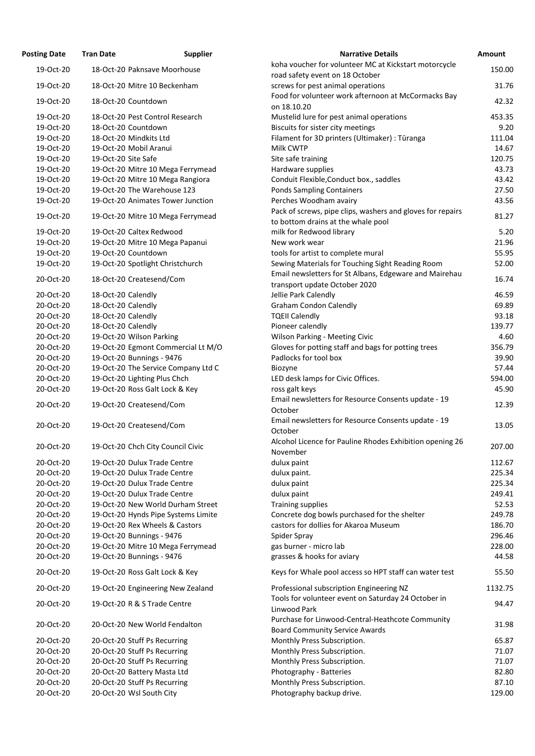| Posting Date | Tran Date | Supplier | Narrative Details | Amount |
|---|---|---|---|---|
| 19-Oct-20 | 18-Oct-20 | Paknsave Moorhouse | koha voucher for volunteer MC at Kickstart motorcycle road safety event on 18 October | 150.00 |
| 19-Oct-20 | 18-Oct-20 | Mitre 10 Beckenham | screws for pest animal operations | 31.76 |
| 19-Oct-20 | 18-Oct-20 | Countdown | Food for volunteer work afternoon at McCormacks Bay on 18.10.20 | 42.32 |
| 19-Oct-20 | 18-Oct-20 | Pest Control Research | Mustelid lure for pest animal operations | 453.35 |
| 19-Oct-20 | 18-Oct-20 | Countdown | Biscuits for sister city meetings | 9.20 |
| 19-Oct-20 | 18-Oct-20 | Mindkits Ltd | Filament for 3D printers (Ultimaker) : Tūranga | 111.04 |
| 19-Oct-20 | 19-Oct-20 | Mobil Aranui | Milk CWTP | 14.67 |
| 19-Oct-20 | 19-Oct-20 | Site Safe | Site safe training | 120.75 |
| 19-Oct-20 | 19-Oct-20 | Mitre 10 Mega Ferrymead | Hardware supplies | 43.73 |
| 19-Oct-20 | 19-Oct-20 | Mitre 10 Mega Rangiora | Conduit Flexible,Conduct box., saddles | 43.42 |
| 19-Oct-20 | 19-Oct-20 | The Warehouse 123 | Ponds Sampling Containers | 27.50 |
| 19-Oct-20 | 19-Oct-20 | Animates Tower Junction | Perches Woodham avairy | 43.56 |
| 19-Oct-20 | 19-Oct-20 | Mitre 10 Mega Ferrymead | Pack of screws, pipe clips, washers and gloves for repairs to bottom drains at the whale pool | 81.27 |
| 19-Oct-20 | 19-Oct-20 | Caltex Redwood | milk for Redwood library | 5.20 |
| 19-Oct-20 | 19-Oct-20 | Mitre 10 Mega Papanui | New work wear | 21.96 |
| 19-Oct-20 | 19-Oct-20 | Countdown | tools for artist to complete mural | 55.95 |
| 19-Oct-20 | 19-Oct-20 | Spotlight Christchurch | Sewing Materials for Touching Sight Reading Room | 52.00 |
| 20-Oct-20 | 18-Oct-20 | Createsend/Com | Email newsletters for St Albans, Edgeware and Mairehau transport update October 2020 | 16.74 |
| 20-Oct-20 | 18-Oct-20 | Calendly | Jellie Park Calendly | 46.59 |
| 20-Oct-20 | 18-Oct-20 | Calendly | Graham Condon Calendly | 69.89 |
| 20-Oct-20 | 18-Oct-20 | Calendly | TQEII Calendly | 93.18 |
| 20-Oct-20 | 18-Oct-20 | Calendly | Pioneer calendly | 139.77 |
| 20-Oct-20 | 19-Oct-20 | Wilson Parking | Wilson Parking - Meeting Civic | 4.60 |
| 20-Oct-20 | 19-Oct-20 | Egmont Commercial Lt M/O | Gloves for potting staff and bags for potting trees | 356.79 |
| 20-Oct-20 | 19-Oct-20 | Bunnings - 9476 | Padlocks for tool box | 39.90 |
| 20-Oct-20 | 19-Oct-20 | The Service Company Ltd C | Biozyne | 57.44 |
| 20-Oct-20 | 19-Oct-20 | Lighting Plus Chch | LED desk lamps for Civic Offices. | 594.00 |
| 20-Oct-20 | 19-Oct-20 | Ross Galt Lock & Key | ross galt keys | 45.90 |
| 20-Oct-20 | 19-Oct-20 | Createsend/Com | Email newsletters for Resource Consents update - 19 October | 12.39 |
| 20-Oct-20 | 19-Oct-20 | Createsend/Com | Email newsletters for Resource Consents update - 19 October | 13.05 |
| 20-Oct-20 | 19-Oct-20 | Chch City Council Civic | Alcohol Licence for Pauline Rhodes Exhibition opening 26 November | 207.00 |
| 20-Oct-20 | 19-Oct-20 | Dulux Trade Centre | dulux paint | 112.67 |
| 20-Oct-20 | 19-Oct-20 | Dulux Trade Centre | dulux paint. | 225.34 |
| 20-Oct-20 | 19-Oct-20 | Dulux Trade Centre | dulux paint | 225.34 |
| 20-Oct-20 | 19-Oct-20 | Dulux Trade Centre | dulux paint | 249.41 |
| 20-Oct-20 | 19-Oct-20 | New World Durham Street | Training supplies | 52.53 |
| 20-Oct-20 | 19-Oct-20 | Hynds Pipe Systems Limite | Concrete dog bowls purchased for the shelter | 249.78 |
| 20-Oct-20 | 19-Oct-20 | Rex Wheels & Castors | castors for dollies for Akaroa Museum | 186.70 |
| 20-Oct-20 | 19-Oct-20 | Bunnings - 9476 | Spider Spray | 296.46 |
| 20-Oct-20 | 19-Oct-20 | Mitre 10 Mega Ferrymead | gas burner - micro lab | 228.00 |
| 20-Oct-20 | 19-Oct-20 | Bunnings - 9476 | grasses & hooks for aviary | 44.58 |
| 20-Oct-20 | 19-Oct-20 | Ross Galt Lock & Key | Keys for Whale pool access so HPT staff can water test | 55.50 |
| 20-Oct-20 | 19-Oct-20 | Engineering New Zealand | Professional subscription Engineering NZ | 1132.75 |
| 20-Oct-20 | 19-Oct-20 | R & S Trade Centre | Tools for volunteer event on Saturday 24 October in Linwood Park | 94.47 |
| 20-Oct-20 | 20-Oct-20 | New World Fendalton | Purchase for Linwood-Central-Heathcote Community Board Community Service Awards | 31.98 |
| 20-Oct-20 | 20-Oct-20 | Stuff Ps Recurring | Monthly Press Subscription. | 65.87 |
| 20-Oct-20 | 20-Oct-20 | Stuff Ps Recurring | Monthly Press Subscription. | 71.07 |
| 20-Oct-20 | 20-Oct-20 | Stuff Ps Recurring | Monthly Press Subscription. | 71.07 |
| 20-Oct-20 | 20-Oct-20 | Battery Masta Ltd | Photography - Batteries | 82.80 |
| 20-Oct-20 | 20-Oct-20 | Stuff Ps Recurring | Monthly Press Subscription. | 87.10 |
| 20-Oct-20 | 20-Oct-20 | Wsl South City | Photography backup drive. | 129.00 |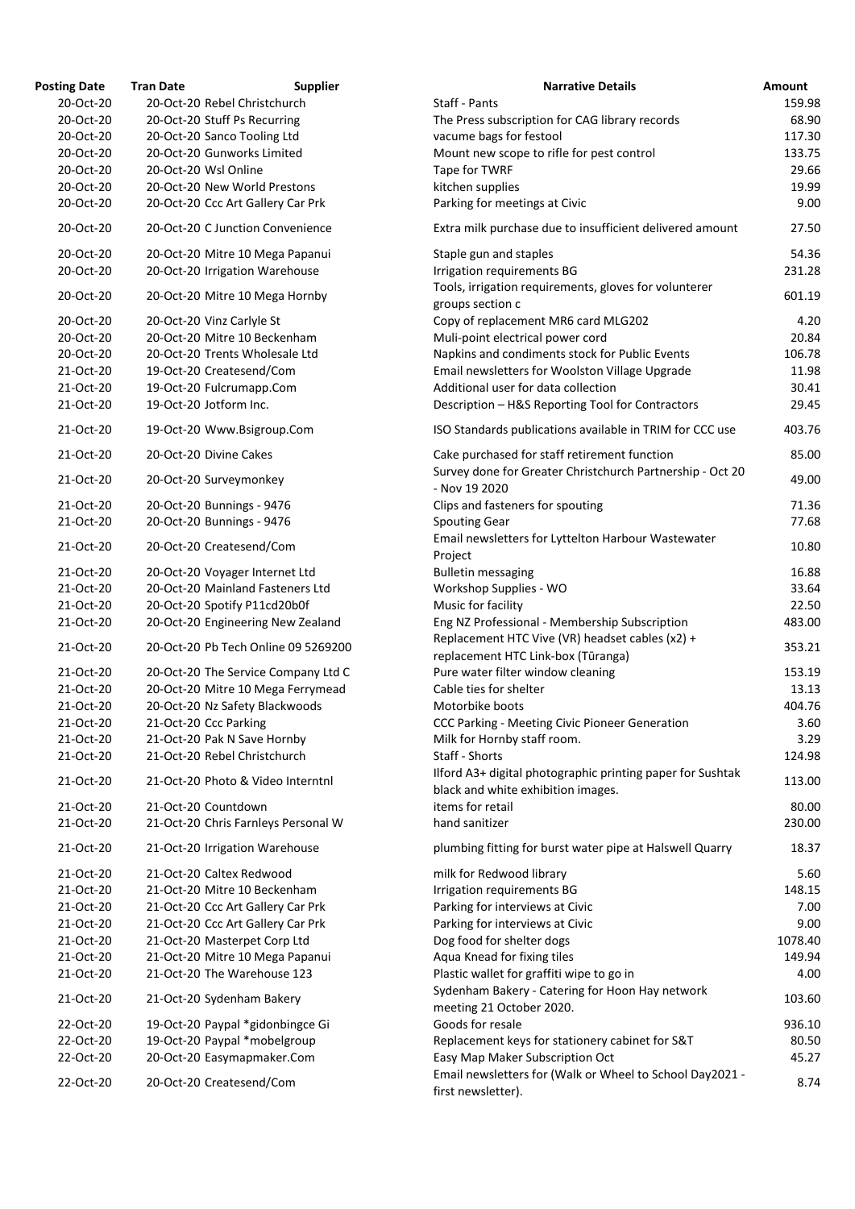| Posting Date | Tran Date | Supplier | Narrative Details | Amount |
|---|---|---|---|---|
| 20-Oct-20 | 20-Oct-20 | Rebel Christchurch | Staff - Pants | 159.98 |
| 20-Oct-20 | 20-Oct-20 | Stuff Ps Recurring | The Press subscription for CAG library records | 68.90 |
| 20-Oct-20 | 20-Oct-20 | Sanco Tooling Ltd | vacume bags for festool | 117.30 |
| 20-Oct-20 | 20-Oct-20 | Gunworks Limited | Mount new scope to rifle for pest control | 133.75 |
| 20-Oct-20 | 20-Oct-20 | Wsl Online | Tape for TWRF | 29.66 |
| 20-Oct-20 | 20-Oct-20 | New World Prestons | kitchen supplies | 19.99 |
| 20-Oct-20 | 20-Oct-20 | Ccc Art Gallery Car Prk | Parking for meetings at Civic | 9.00 |
| 20-Oct-20 | 20-Oct-20 | C Junction Convenience | Extra milk purchase due to insufficient delivered amount | 27.50 |
| 20-Oct-20 | 20-Oct-20 | Mitre 10 Mega Papanui | Staple gun and staples | 54.36 |
| 20-Oct-20 | 20-Oct-20 | Irrigation Warehouse | Irrigation requirements BG | 231.28 |
| 20-Oct-20 | 20-Oct-20 | Mitre 10 Mega Hornby | Tools, irrigation requirements, gloves for volunteer groups section c | 601.19 |
| 20-Oct-20 | 20-Oct-20 | Vinz Carlyle St | Copy of replacement MR6 card MLG202 | 4.20 |
| 20-Oct-20 | 20-Oct-20 | Mitre 10 Beckenham | Muli-point electrical power cord | 20.84 |
| 20-Oct-20 | 20-Oct-20 | Trents Wholesale Ltd | Napkins and condiments stock for Public Events | 106.78 |
| 21-Oct-20 | 19-Oct-20 | Createsend/Com | Email newsletters for Woolston Village Upgrade | 11.98 |
| 21-Oct-20 | 19-Oct-20 | Fulcrumapp.Com | Additional user for data collection | 30.41 |
| 21-Oct-20 | 19-Oct-20 | Jotform Inc. | Description – H&S Reporting Tool for Contractors | 29.45 |
| 21-Oct-20 | 19-Oct-20 | Www.Bsigroup.Com | ISO Standards publications available in TRIM for CCC use | 403.76 |
| 21-Oct-20 | 20-Oct-20 | Divine Cakes | Cake purchased for staff retirement function | 85.00 |
| 21-Oct-20 | 20-Oct-20 | Surveymonkey | Survey done for Greater Christchurch Partnership - Oct 20 - Nov 19 2020 | 49.00 |
| 21-Oct-20 | 20-Oct-20 | Bunnings - 9476 | Clips and fasteners for spouting | 71.36 |
| 21-Oct-20 | 20-Oct-20 | Bunnings - 9476 | Spouting Gear | 77.68 |
| 21-Oct-20 | 20-Oct-20 | Createsend/Com | Email newsletters for Lyttelton Harbour Wastewater Project | 10.80 |
| 21-Oct-20 | 20-Oct-20 | Voyager Internet Ltd | Bulletin messaging | 16.88 |
| 21-Oct-20 | 20-Oct-20 | Mainland Fasteners Ltd | Workshop Supplies - WO | 33.64 |
| 21-Oct-20 | 20-Oct-20 | Spotify P11cd20b0f | Music for facility | 22.50 |
| 21-Oct-20 | 20-Oct-20 | Engineering New Zealand | Eng NZ Professional - Membership Subscription | 483.00 |
| 21-Oct-20 | 20-Oct-20 | Pb Tech Online 09 5269200 | Replacement HTC Vive (VR) headset cables (x2) + replacement HTC Link-box (Tūranga) | 353.21 |
| 21-Oct-20 | 20-Oct-20 | The Service Company Ltd C | Pure water filter window cleaning | 153.19 |
| 21-Oct-20 | 20-Oct-20 | Mitre 10 Mega Ferrymead | Cable ties for shelter | 13.13 |
| 21-Oct-20 | 20-Oct-20 | Nz Safety Blackwoods | Motorbike boots | 404.76 |
| 21-Oct-20 | 21-Oct-20 | Ccc Parking | CCC Parking - Meeting Civic Pioneer Generation | 3.60 |
| 21-Oct-20 | 21-Oct-20 | Pak N Save Hornby | Milk for Hornby staff room. | 3.29 |
| 21-Oct-20 | 21-Oct-20 | Rebel Christchurch | Staff - Shorts | 124.98 |
| 21-Oct-20 | 21-Oct-20 | Photo & Video Interntnl | Ilford A3+ digital photographic printing paper for Sushtak black and white exhibition images. | 113.00 |
| 21-Oct-20 | 21-Oct-20 | Countdown | items for retail | 80.00 |
| 21-Oct-20 | 21-Oct-20 | Chris Farnleys Personal W | hand sanitizer | 230.00 |
| 21-Oct-20 | 21-Oct-20 | Irrigation Warehouse | plumbing fitting for burst water pipe at Halswell Quarry | 18.37 |
| 21-Oct-20 | 21-Oct-20 | Caltex Redwood | milk for Redwood library | 5.60 |
| 21-Oct-20 | 21-Oct-20 | Mitre 10 Beckenham | Irrigation requirements BG | 148.15 |
| 21-Oct-20 | 21-Oct-20 | Ccc Art Gallery Car Prk | Parking for interviews at Civic | 7.00 |
| 21-Oct-20 | 21-Oct-20 | Ccc Art Gallery Car Prk | Parking for interviews at Civic | 9.00 |
| 21-Oct-20 | 21-Oct-20 | Masterpet Corp Ltd | Dog food for shelter dogs | 1078.40 |
| 21-Oct-20 | 21-Oct-20 | Mitre 10 Mega Papanui | Aqua Knead for fixing tiles | 149.94 |
| 21-Oct-20 | 21-Oct-20 | The Warehouse 123 | Plastic wallet for graffiti wipe to go in | 4.00 |
| 21-Oct-20 | 21-Oct-20 | Sydenham Bakery | Sydenham Bakery - Catering for Hoon Hay network meeting 21 October 2020. | 103.60 |
| 22-Oct-20 | 19-Oct-20 | Paypal *gidonbingce Gi | Goods for resale | 936.10 |
| 22-Oct-20 | 19-Oct-20 | Paypal *mobelgroup | Replacement keys for stationery cabinet for S&T | 80.50 |
| 22-Oct-20 | 20-Oct-20 | Easymapmaker.Com | Easy Map Maker Subscription Oct | 45.27 |
| 22-Oct-20 | 20-Oct-20 | Createsend/Com | Email newsletters for (Walk or Wheel to School Day2021 - first newsletter). | 8.74 |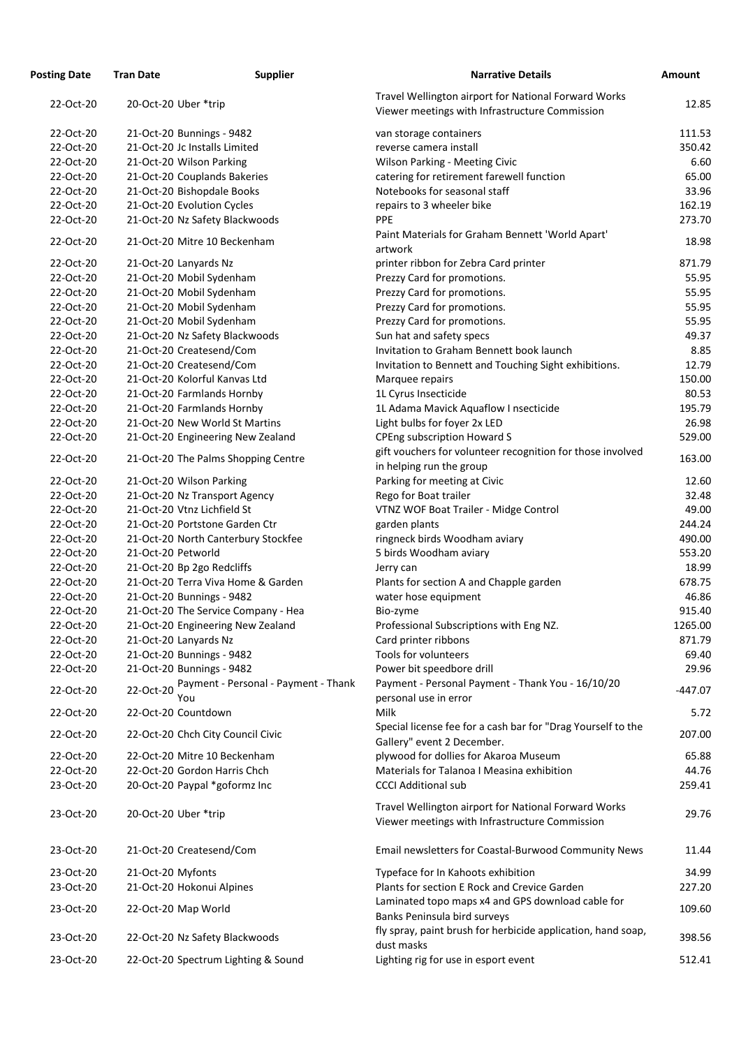| Posting Date | Tran Date | Supplier | Narrative Details | Amount |
|---|---|---|---|---|
| 22-Oct-20 | 20-Oct-20 | Uber *trip | Travel Wellington airport for National Forward Works Viewer meetings with Infrastructure Commission | 12.85 |
| 22-Oct-20 | 21-Oct-20 | Bunnings - 9482 | van storage containers | 111.53 |
| 22-Oct-20 | 21-Oct-20 | Jc Installs Limited | reverse camera install | 350.42 |
| 22-Oct-20 | 21-Oct-20 | Wilson Parking | Wilson Parking - Meeting Civic | 6.60 |
| 22-Oct-20 | 21-Oct-20 | Couplands Bakeries | catering for retirement farewell function | 65.00 |
| 22-Oct-20 | 21-Oct-20 | Bishopdale Books | Notebooks for seasonal staff | 33.96 |
| 22-Oct-20 | 21-Oct-20 | Evolution Cycles | repairs to 3 wheeler bike | 162.19 |
| 22-Oct-20 | 21-Oct-20 | Nz Safety Blackwoods | PPE | 273.70 |
| 22-Oct-20 | 21-Oct-20 | Mitre 10 Beckenham | Paint Materials for Graham Bennett 'World Apart' artwork | 18.98 |
| 22-Oct-20 | 21-Oct-20 | Lanyards Nz | printer ribbon for Zebra Card printer | 871.79 |
| 22-Oct-20 | 21-Oct-20 | Mobil Sydenham | Prezzy Card for promotions. | 55.95 |
| 22-Oct-20 | 21-Oct-20 | Mobil Sydenham | Prezzy Card for promotions. | 55.95 |
| 22-Oct-20 | 21-Oct-20 | Mobil Sydenham | Prezzy Card for promotions. | 55.95 |
| 22-Oct-20 | 21-Oct-20 | Mobil Sydenham | Prezzy Card for promotions. | 55.95 |
| 22-Oct-20 | 21-Oct-20 | Nz Safety Blackwoods | Sun hat and safety specs | 49.37 |
| 22-Oct-20 | 21-Oct-20 | Createsend/Com | Invitation to Graham Bennett book launch | 8.85 |
| 22-Oct-20 | 21-Oct-20 | Createsend/Com | Invitation to Bennett and Touching Sight exhibitions. | 12.79 |
| 22-Oct-20 | 21-Oct-20 | Kolorful Kanvas Ltd | Marquee repairs | 150.00 |
| 22-Oct-20 | 21-Oct-20 | Farmlands Hornby | 1L Cyrus Insecticide | 80.53 |
| 22-Oct-20 | 21-Oct-20 | Farmlands Hornby | 1L Adama Mavick Aquaflow I nsecticide | 195.79 |
| 22-Oct-20 | 21-Oct-20 | New World St Martins | Light bulbs for foyer 2x LED | 26.98 |
| 22-Oct-20 | 21-Oct-20 | Engineering New Zealand | CPEng subscription Howard S | 529.00 |
| 22-Oct-20 | 21-Oct-20 | The Palms Shopping Centre | gift vouchers for volunteer recognition for those involved in helping run the group | 163.00 |
| 22-Oct-20 | 21-Oct-20 | Wilson Parking | Parking for meeting at Civic | 12.60 |
| 22-Oct-20 | 21-Oct-20 | Nz Transport Agency | Rego for Boat trailer | 32.48 |
| 22-Oct-20 | 21-Oct-20 | Vtnz Lichfield St | VTNZ WOF Boat Trailer - Midge Control | 49.00 |
| 22-Oct-20 | 21-Oct-20 | Portstone Garden Ctr | garden plants | 244.24 |
| 22-Oct-20 | 21-Oct-20 | North Canterbury Stockfee | ringneck birds Woodham aviary | 490.00 |
| 22-Oct-20 | 21-Oct-20 | Petworld | 5 birds Woodham aviary | 553.20 |
| 22-Oct-20 | 21-Oct-20 | Bp 2go Redcliffs | Jerry can | 18.99 |
| 22-Oct-20 | 21-Oct-20 | Terra Viva Home & Garden | Plants for section A and Chapple garden | 678.75 |
| 22-Oct-20 | 21-Oct-20 | Bunnings - 9482 | water hose equipment | 46.86 |
| 22-Oct-20 | 21-Oct-20 | The Service Company - Hea | Bio-zyme | 915.40 |
| 22-Oct-20 | 21-Oct-20 | Engineering New Zealand | Professional Subscriptions with Eng NZ. | 1265.00 |
| 22-Oct-20 | 21-Oct-20 | Lanyards Nz | Card printer ribbons | 871.79 |
| 22-Oct-20 | 21-Oct-20 | Bunnings - 9482 | Tools for volunteers | 69.40 |
| 22-Oct-20 | 21-Oct-20 | Bunnings - 9482 | Power bit speedbore drill | 29.96 |
| 22-Oct-20 | 22-Oct-20 | Payment - Personal - Payment - Thank You | Payment - Personal Payment - Thank You - 16/10/20 personal use in error | -447.07 |
| 22-Oct-20 | 22-Oct-20 | Countdown | Milk | 5.72 |
| 22-Oct-20 | 22-Oct-20 | Chch City Council Civic | Special license fee for a cash bar for "Drag Yourself to the Gallery" event 2 December. | 207.00 |
| 22-Oct-20 | 22-Oct-20 | Mitre 10 Beckenham | plywood for dollies for Akaroa Museum | 65.88 |
| 22-Oct-20 | 22-Oct-20 | Gordon Harris Chch | Materials for Talanoa I Measina exhibition | 44.76 |
| 23-Oct-20 | 20-Oct-20 | Paypal *goformz Inc | CCCI Additional sub | 259.41 |
| 23-Oct-20 | 20-Oct-20 | Uber *trip | Travel Wellington airport for National Forward Works Viewer meetings with Infrastructure Commission | 29.76 |
| 23-Oct-20 | 21-Oct-20 | Createsend/Com | Email newsletters for Coastal-Burwood Community News | 11.44 |
| 23-Oct-20 | 21-Oct-20 | Myfonts | Typeface for In Kahoots exhibition | 34.99 |
| 23-Oct-20 | 21-Oct-20 | Hokonui Alpines | Plants for section E Rock and Crevice Garden | 227.20 |
| 23-Oct-20 | 22-Oct-20 | Map World | Laminated topo maps x4 and GPS download cable for Banks Peninsula bird surveys | 109.60 |
| 23-Oct-20 | 22-Oct-20 | Nz Safety Blackwoods | fly spray, paint brush for herbicide application, hand soap, dust masks | 398.56 |
| 23-Oct-20 | 22-Oct-20 | Spectrum Lighting & Sound | Lighting rig for use in esport event | 512.41 |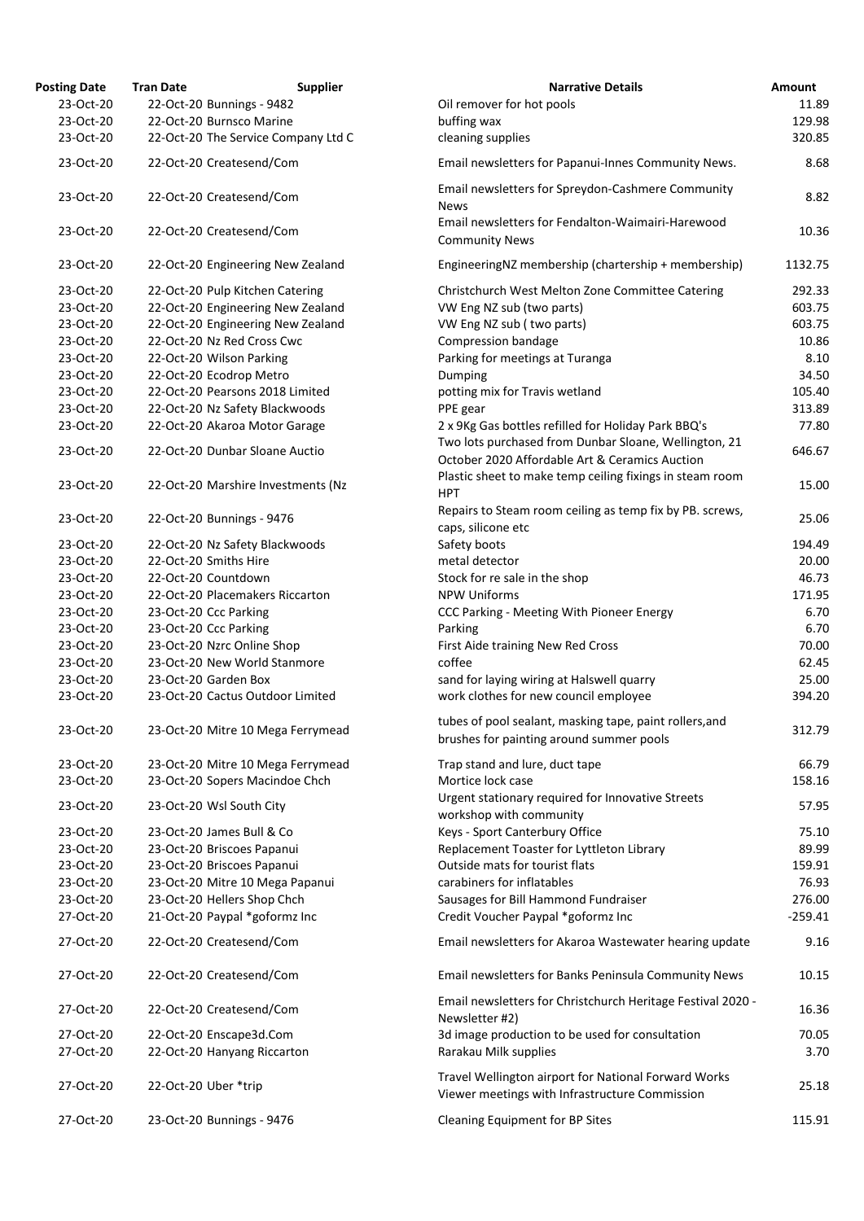| Posting Date | Tran Date | Supplier | Narrative Details | Amount |
|---|---|---|---|---|
| 23-Oct-20 | 22-Oct-20 | Bunnings - 9482 | Oil remover for hot pools | 11.89 |
| 23-Oct-20 | 22-Oct-20 | Burnsco Marine | buffing wax | 129.98 |
| 23-Oct-20 | 22-Oct-20 | The Service Company Ltd C | cleaning supplies | 320.85 |
| 23-Oct-20 | 22-Oct-20 | Createsend/Com | Email newsletters for Papanui-Innes Community News. | 8.68 |
| 23-Oct-20 | 22-Oct-20 | Createsend/Com | Email newsletters for Spreydon-Cashmere Community News | 8.82 |
| 23-Oct-20 | 22-Oct-20 | Createsend/Com | Email newsletters for Fendalton-Waimairi-Harewood Community News | 10.36 |
| 23-Oct-20 | 22-Oct-20 | Engineering New Zealand | EngineeringNZ membership (chartership + membership) | 1132.75 |
| 23-Oct-20 | 22-Oct-20 | Pulp Kitchen Catering | Christchurch West Melton Zone Committee Catering | 292.33 |
| 23-Oct-20 | 22-Oct-20 | Engineering New Zealand | VW Eng NZ sub (two parts) | 603.75 |
| 23-Oct-20 | 22-Oct-20 | Engineering New Zealand | VW Eng NZ sub ( two parts) | 603.75 |
| 23-Oct-20 | 22-Oct-20 | Nz Red Cross Cwc | Compression bandage | 10.86 |
| 23-Oct-20 | 22-Oct-20 | Wilson Parking | Parking for meetings at Turanga | 8.10 |
| 23-Oct-20 | 22-Oct-20 | Ecodrop Metro | Dumping | 34.50 |
| 23-Oct-20 | 22-Oct-20 | Pearsons 2018 Limited | potting mix for Travis wetland | 105.40 |
| 23-Oct-20 | 22-Oct-20 | Nz Safety Blackwoods | PPE gear | 313.89 |
| 23-Oct-20 | 22-Oct-20 | Akaroa Motor Garage | 2 x 9Kg Gas bottles refilled for Holiday Park BBQ's | 77.80 |
| 23-Oct-20 | 22-Oct-20 | Dunbar Sloane Auctio | Two lots purchased from Dunbar Sloane, Wellington, 21 October 2020 Affordable Art & Ceramics Auction | 646.67 |
| 23-Oct-20 | 22-Oct-20 | Marshire Investments (Nz | Plastic sheet to make temp ceiling fixings in steam room HPT | 15.00 |
| 23-Oct-20 | 22-Oct-20 | Bunnings - 9476 | Repairs to Steam room ceiling as temp fix by PB. screws, caps, silicone etc | 25.06 |
| 23-Oct-20 | 22-Oct-20 | Nz Safety Blackwoods | Safety boots | 194.49 |
| 23-Oct-20 | 22-Oct-20 | Smiths Hire | metal detector | 20.00 |
| 23-Oct-20 | 22-Oct-20 | Countdown | Stock for re sale in the shop | 46.73 |
| 23-Oct-20 | 22-Oct-20 | Placemakers Riccarton | NPW Uniforms | 171.95 |
| 23-Oct-20 | 23-Oct-20 | Ccc Parking | CCC Parking - Meeting With Pioneer Energy | 6.70 |
| 23-Oct-20 | 23-Oct-20 | Ccc Parking | Parking | 6.70 |
| 23-Oct-20 | 23-Oct-20 | Nzrc Online Shop | First Aide training New Red Cross | 70.00 |
| 23-Oct-20 | 23-Oct-20 | New World Stanmore | coffee | 62.45 |
| 23-Oct-20 | 23-Oct-20 | Garden Box | sand for laying wiring at Halswell quarry | 25.00 |
| 23-Oct-20 | 23-Oct-20 | Cactus Outdoor Limited | work clothes for new council employee | 394.20 |
| 23-Oct-20 | 23-Oct-20 | Mitre 10 Mega Ferrymead | tubes of pool sealant, masking tape, paint rollers,and brushes for painting around summer pools | 312.79 |
| 23-Oct-20 | 23-Oct-20 | Mitre 10 Mega Ferrymead | Trap stand and lure, duct tape | 66.79 |
| 23-Oct-20 | 23-Oct-20 | Sopers Macindoe Chch | Mortice lock case | 158.16 |
| 23-Oct-20 | 23-Oct-20 | Wsl South City | Urgent stationary required for Innovative Streets workshop with community | 57.95 |
| 23-Oct-20 | 23-Oct-20 | James Bull & Co | Keys - Sport Canterbury Office | 75.10 |
| 23-Oct-20 | 23-Oct-20 | Briscoes Papanui | Replacement Toaster for Lyttleton Library | 89.99 |
| 23-Oct-20 | 23-Oct-20 | Briscoes Papanui | Outside mats for tourist flats | 159.91 |
| 23-Oct-20 | 23-Oct-20 | Mitre 10 Mega Papanui | carabiners for inflatables | 76.93 |
| 23-Oct-20 | 23-Oct-20 | Hellers Shop Chch | Sausages for Bill Hammond Fundraiser | 276.00 |
| 27-Oct-20 | 21-Oct-20 | Paypal *goformz Inc | Credit Voucher Paypal *goformz Inc | -259.41 |
| 27-Oct-20 | 22-Oct-20 | Createsend/Com | Email newsletters for Akaroa Wastewater hearing update | 9.16 |
| 27-Oct-20 | 22-Oct-20 | Createsend/Com | Email newsletters for Banks Peninsula Community News | 10.15 |
| 27-Oct-20 | 22-Oct-20 | Createsend/Com | Email newsletters for Christchurch Heritage Festival 2020 - Newsletter #2) | 16.36 |
| 27-Oct-20 | 22-Oct-20 | Enscape3d.Com | 3d image production to be used for consultation | 70.05 |
| 27-Oct-20 | 22-Oct-20 | Hanyang Riccarton | Rarakau Milk supplies | 3.70 |
| 27-Oct-20 | 22-Oct-20 | Uber *trip | Travel Wellington airport for National Forward Works Viewer meetings with Infrastructure Commission | 25.18 |
| 27-Oct-20 | 23-Oct-20 | Bunnings - 9476 | Cleaning Equipment for BP Sites | 115.91 |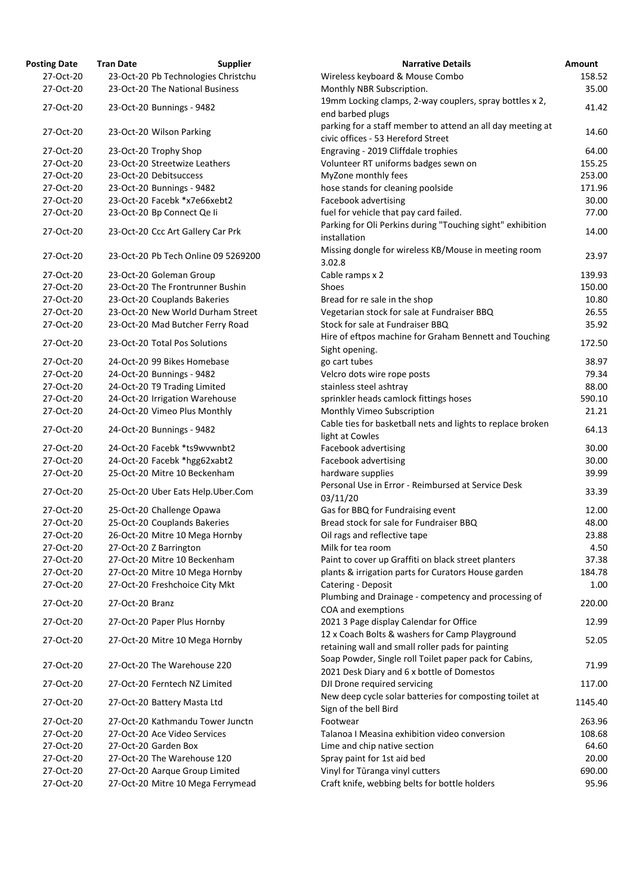| Posting Date | Tran Date | Supplier | Narrative Details | Amount |
|---|---|---|---|---|
| 27-Oct-20 | 23-Oct-20 | Pb Technologies Christchu | Wireless keyboard & Mouse Combo | 158.52 |
| 27-Oct-20 | 23-Oct-20 | The National Business | Monthly NBR Subscription. | 35.00 |
| 27-Oct-20 | 23-Oct-20 | Bunnings - 9482 | 19mm Locking clamps, 2-way couplers, spray bottles x 2, end barbed plugs | 41.42 |
| 27-Oct-20 | 23-Oct-20 | Wilson Parking | parking for a staff member to attend an all day meeting at civic offices - 53 Hereford Street | 14.60 |
| 27-Oct-20 | 23-Oct-20 | Trophy Shop | Engraving - 2019 Cliffdale trophies | 64.00 |
| 27-Oct-20 | 23-Oct-20 | Streetwize Leathers | Volunteer RT uniforms badges sewn on | 155.25 |
| 27-Oct-20 | 23-Oct-20 | Debitsuccess | MyZone monthly fees | 253.00 |
| 27-Oct-20 | 23-Oct-20 | Bunnings - 9482 | hose stands for cleaning poolside | 171.96 |
| 27-Oct-20 | 23-Oct-20 | Facebk *x7e66xebt2 | Facebook advertising | 30.00 |
| 27-Oct-20 | 23-Oct-20 | Bp Connect Qe Ii | fuel for vehicle that pay card failed. | 77.00 |
| 27-Oct-20 | 23-Oct-20 | Ccc Art Gallery Car Prk | Parking for Oli Perkins during "Touching sight" exhibition installation | 14.00 |
| 27-Oct-20 | 23-Oct-20 | Pb Tech Online 09 5269200 | Missing dongle for wireless KB/Mouse in meeting room 3.02.8 | 23.97 |
| 27-Oct-20 | 23-Oct-20 | Goleman Group | Cable ramps x 2 | 139.93 |
| 27-Oct-20 | 23-Oct-20 | The Frontrunner Bushin | Shoes | 150.00 |
| 27-Oct-20 | 23-Oct-20 | Couplands Bakeries | Bread for re sale in the shop | 10.80 |
| 27-Oct-20 | 23-Oct-20 | New World Durham Street | Vegetarian stock for sale at Fundraiser BBQ | 26.55 |
| 27-Oct-20 | 23-Oct-20 | Mad Butcher Ferry Road | Stock for sale at Fundraiser BBQ | 35.92 |
| 27-Oct-20 | 23-Oct-20 | Total Pos Solutions | Hire of eftpos machine for Graham Bennett and Touching Sight opening. | 172.50 |
| 27-Oct-20 | 24-Oct-20 | 99 Bikes Homebase | go cart tubes | 38.97 |
| 27-Oct-20 | 24-Oct-20 | Bunnings - 9482 | Velcro dots wire rope posts | 79.34 |
| 27-Oct-20 | 24-Oct-20 | T9 Trading Limited | stainless steel ashtray | 88.00 |
| 27-Oct-20 | 24-Oct-20 | Irrigation Warehouse | sprinkler heads camlock fittings hoses | 590.10 |
| 27-Oct-20 | 24-Oct-20 | Vimeo Plus Monthly | Monthly Vimeo Subscription | 21.21 |
| 27-Oct-20 | 24-Oct-20 | Bunnings - 9482 | Cable ties for basketball nets and lights to replace broken light at Cowles | 64.13 |
| 27-Oct-20 | 24-Oct-20 | Facebk *ts9wvwnbt2 | Facebook advertising | 30.00 |
| 27-Oct-20 | 24-Oct-20 | Facebk *hgg62xabt2 | Facebook advertising | 30.00 |
| 27-Oct-20 | 25-Oct-20 | Mitre 10 Beckenham | hardware supplies | 39.99 |
| 27-Oct-20 | 25-Oct-20 | Uber Eats Help.Uber.Com | Personal Use in Error - Reimbursed at Service Desk 03/11/20 | 33.39 |
| 27-Oct-20 | 25-Oct-20 | Challenge Opawa | Gas for BBQ for Fundraising event | 12.00 |
| 27-Oct-20 | 25-Oct-20 | Couplands Bakeries | Bread stock for sale for Fundraiser BBQ | 48.00 |
| 27-Oct-20 | 26-Oct-20 | Mitre 10 Mega Hornby | Oil rags and reflective tape | 23.88 |
| 27-Oct-20 | 27-Oct-20 | Z Barrington | Milk for tea room | 4.50 |
| 27-Oct-20 | 27-Oct-20 | Mitre 10 Beckenham | Paint to cover up Graffiti on black street planters | 37.38 |
| 27-Oct-20 | 27-Oct-20 | Mitre 10 Mega Hornby | plants & irrigation parts for Curators House garden | 184.78 |
| 27-Oct-20 | 27-Oct-20 | Freshchoice City Mkt | Catering - Deposit | 1.00 |
| 27-Oct-20 | 27-Oct-20 | Branz | Plumbing and Drainage - competency and processing of COA and exemptions | 220.00 |
| 27-Oct-20 | 27-Oct-20 | Paper Plus Hornby | 2021 3 Page display Calendar for Office | 12.99 |
| 27-Oct-20 | 27-Oct-20 | Mitre 10 Mega Hornby | 12 x Coach Bolts & washers for Camp Playground retaining wall and small roller pads for painting | 52.05 |
| 27-Oct-20 | 27-Oct-20 | The Warehouse 220 | Soap Powder, Single roll Toilet paper pack for Cabins, 2021 Desk Diary and 6 x bottle of Domestos | 71.99 |
| 27-Oct-20 | 27-Oct-20 | Ferntech NZ Limited | DJI Drone required servicing | 117.00 |
| 27-Oct-20 | 27-Oct-20 | Battery Masta Ltd | New deep cycle solar batteries for composting toilet at Sign of the bell Bird | 1145.40 |
| 27-Oct-20 | 27-Oct-20 | Kathmandu Tower Junctn | Footwear | 263.96 |
| 27-Oct-20 | 27-Oct-20 | Ace Video Services | Talanoa I Measina exhibition video conversion | 108.68 |
| 27-Oct-20 | 27-Oct-20 | Garden Box | Lime and chip native section | 64.60 |
| 27-Oct-20 | 27-Oct-20 | The Warehouse 120 | Spray paint for 1st aid bed | 20.00 |
| 27-Oct-20 | 27-Oct-20 | Aarque Group Limited | Vinyl for Tūranga vinyl cutters | 690.00 |
| 27-Oct-20 | 27-Oct-20 | Mitre 10 Mega Ferrymead | Craft knife, webbing belts for bottle holders | 95.96 |